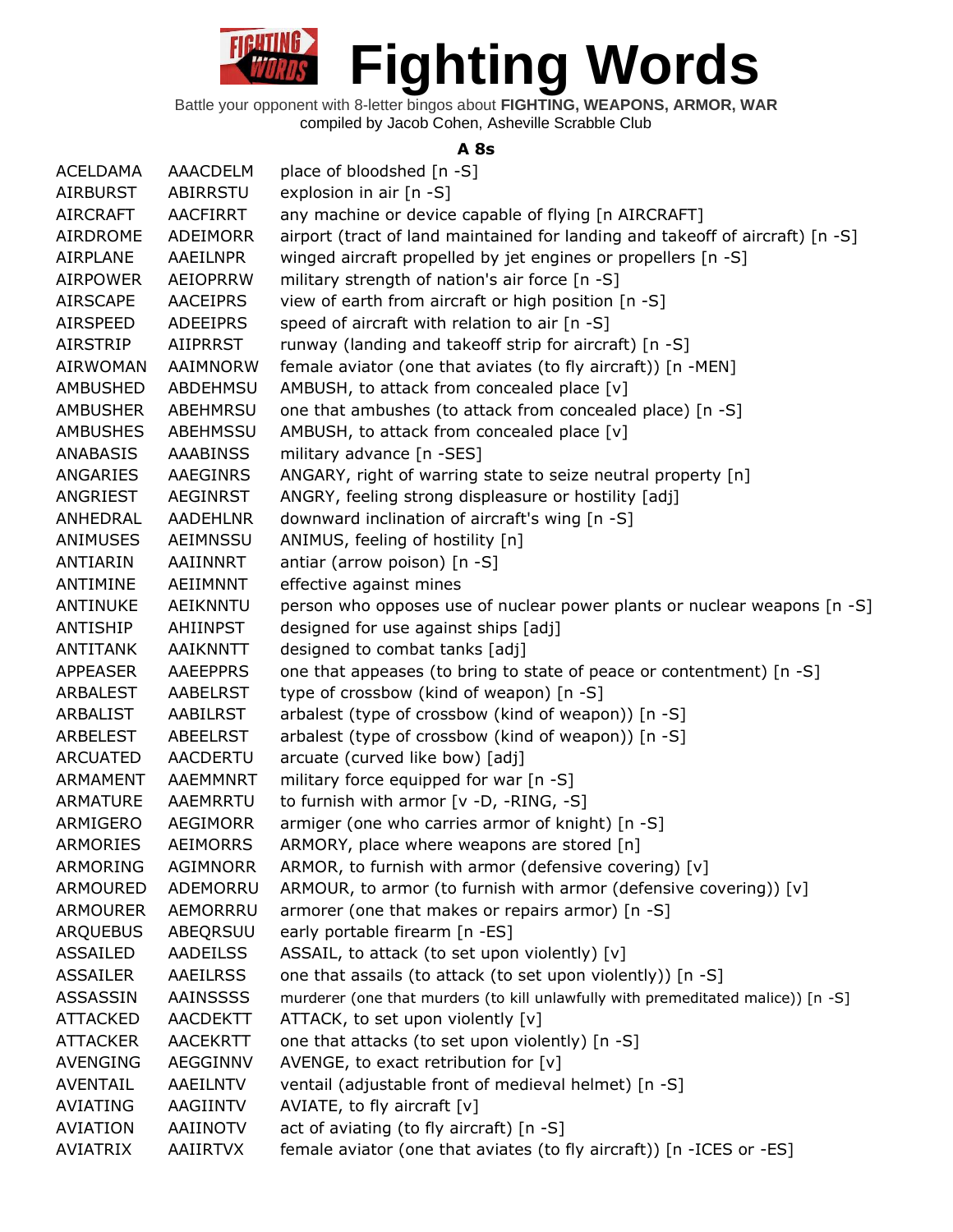# Fighting Words

Battle your opponent with 8-letter bingos about **FIGHTING, WEAPONS, ARMOR, WAR**
compiled by Jacob Cohen, Asheville Scrabble Club

## A 8s

| | | |
|---|---|---|
| ACELDAMA | AAACDELM | place of bloodshed [n -S] |
| AIRBURST | ABIRRSTU | explosion in air [n -S] |
| AIRCRAFT | AACFIRRT | any machine or device capable of flying [n AIRCRAFT] |
| AIRDROME | ADEIMORR | airport (tract of land maintained for landing and takeoff of aircraft) [n -S] |
| AIRPLANE | AAEILNPR | winged aircraft propelled by jet engines or propellers [n -S] |
| AIRPOWER | AEIOPRRW | military strength of nation's air force [n -S] |
| AIRSCAPE | AACEIPRS | view of earth from aircraft or high position [n -S] |
| AIRSPEED | ADEEIPRS | speed of aircraft with relation to air [n -S] |
| AIRSTRIP | AIIPRRST | runway (landing and takeoff strip for aircraft) [n -S] |
| AIRWOMAN | AAIMNORW | female aviator (one that aviates (to fly aircraft)) [n -MEN] |
| AMBUSHED | ABDEHMSU | AMBUSH, to attack from concealed place [v] |
| AMBUSHER | ABEHMRSU | one that ambushes (to attack from concealed place) [n -S] |
| AMBUSHES | ABEHMSSU | AMBUSH, to attack from concealed place [v] |
| ANABASIS | AAABINSS | military advance [n -SES] |
| ANGARIES | AAEGINRS | ANGARY, right of warring state to seize neutral property [n] |
| ANGRIEST | AEGINRST | ANGRY, feeling strong displeasure or hostility [adj] |
| ANHEDRAL | AADEHLNR | downward inclination of aircraft's wing [n -S] |
| ANIMUSES | AEIMNSSU | ANIMUS, feeling of hostility [n] |
| ANTIARIN | AAIINNRT | antiar (arrow poison) [n -S] |
| ANTIMINE | AEIIMNNT | effective against mines |
| ANTINUKE | AEIKNNTU | person who opposes use of nuclear power plants or nuclear weapons [n -S] |
| ANTISHIP | AHIINPST | designed for use against ships [adj] |
| ANTITANK | AAIKNNTT | designed to combat tanks [adj] |
| APPEASER | AAEEPPRS | one that appeases (to bring to state of peace or contentment) [n -S] |
| ARBALEST | AABELRST | type of crossbow (kind of weapon) [n -S] |
| ARBALIST | AABILRST | arbalest (type of crossbow (kind of weapon)) [n -S] |
| ARBELEST | ABEELRST | arbalest (type of crossbow (kind of weapon)) [n -S] |
| ARCUATED | AACDERTU | arcuate (curved like bow) [adj] |
| ARMAMENT | AAEMMNRT | military force equipped for war [n -S] |
| ARMATURE | AAEMRRTU | to furnish with armor [v -D, -RING, -S] |
| ARMIGERO | AEGIMORR | armiger (one who carries armor of knight) [n -S] |
| ARMORIES | AEIMORRS | ARMORY, place where weapons are stored [n] |
| ARMORING | AGIMNORR | ARMOR, to furnish with armor (defensive covering) [v] |
| ARMOURED | ADEMORRU | ARMOUR, to armor (to furnish with armor (defensive covering)) [v] |
| ARMOURER | AEMORRRU | armorer (one that makes or repairs armor) [n -S] |
| ARQUEBUS | ABEQRSUU | early portable firearm [n -ES] |
| ASSAILED | AADEILSS | ASSAIL, to attack (to set upon violently) [v] |
| ASSAILER | AAEILRSS | one that assails (to attack (to set upon violently)) [n -S] |
| ASSASSIN | AAINSSSS | murderer (one that murders (to kill unlawfully with premeditated malice)) [n -S] |
| ATTACKED | AACDEKTT | ATTACK, to set upon violently [v] |
| ATTACKER | AACEKRTT | one that attacks (to set upon violently) [n -S] |
| AVENGING | AEGGINNV | AVENGE, to exact retribution for [v] |
| AVENTAIL | AAEILNTV | ventail (adjustable front of medieval helmet) [n -S] |
| AVIATING | AAGIINTV | AVIATE, to fly aircraft [v] |
| AVIATION | AAIINOTV | act of aviating (to fly aircraft) [n -S] |
| AVIATRIX | AAIIRTVX | female aviator (one that aviates (to fly aircraft)) [n -ICES or -ES] |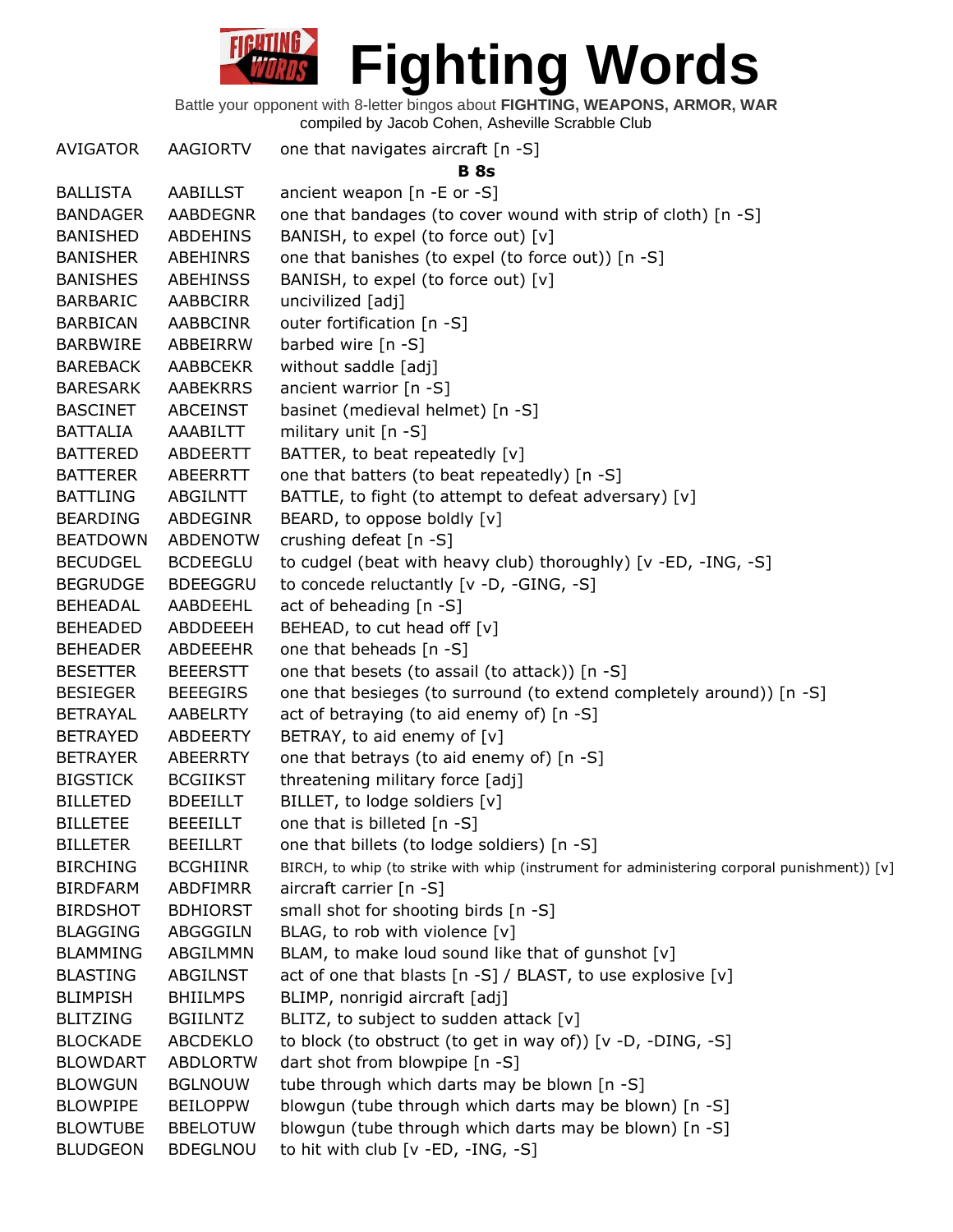# Fighting Words

Battle your opponent with 8-letter bingos about **FIGHTING, WEAPONS, ARMOR, WAR**
compiled by Jacob Cohen, Asheville Scrabble Club

| | | |
|---|---|---|
| AVIGATOR | AAGIORTV | one that navigates aircraft [n -S] |
| | | **B 8s** |
| BALLISTA | AABILLST | ancient weapon [n -E or -S] |
| BANDAGER | AABDEGNR | one that bandages (to cover wound with strip of cloth) [n -S] |
| BANISHED | ABDEHINS | BANISH, to expel (to force out) [v] |
| BANISHER | ABEHINRS | one that banishes (to expel (to force out)) [n -S] |
| BANISHES | ABEHINSS | BANISH, to expel (to force out) [v] |
| BARBARIC | AABBCIRR | uncivilized [adj] |
| BARBICAN | AABBCINR | outer fortification [n -S] |
| BARBWIRE | ABBEIRRW | barbed wire [n -S] |
| BAREBACK | AABBCEKR | without saddle [adj] |
| BARESARK | AABEKRRS | ancient warrior [n -S] |
| BASCINET | ABCEINST | basinet (medieval helmet) [n -S] |
| BATTALIA | AAABILTT | military unit [n -S] |
| BATTERED | ABDEERTT | BATTER, to beat repeatedly [v] |
| BATTERER | ABEERRTT | one that batters (to beat repeatedly) [n -S] |
| BATTLING | ABGILNTT | BATTLE, to fight (to attempt to defeat adversary) [v] |
| BEARDING | ABDEGINR | BEARD, to oppose boldly [v] |
| BEATDOWN | ABDENOTW | crushing defeat [n -S] |
| BECUDGEL | BCDEEGLU | to cudgel (beat with heavy club) thoroughly) [v -ED, -ING, -S] |
| BEGRUDGE | BDEEGGRU | to concede reluctantly [v -D, -GING, -S] |
| BEHEADAL | AABDEEHL | act of beheading [n -S] |
| BEHEADED | ABDDEEEH | BEHEAD, to cut head off [v] |
| BEHEADER | ABDEEEHR | one that beheads [n -S] |
| BESETTER | BEEERSTT | one that besets (to assail (to attack)) [n -S] |
| BESIEGER | BEEEGIRS | one that besieges (to surround (to extend completely around)) [n -S] |
| BETRAYAL | AABELRTY | act of betraying (to aid enemy of) [n -S] |
| BETRAYED | ABDEERTY | BETRAY, to aid enemy of [v] |
| BETRAYER | ABEERRTY | one that betrays (to aid enemy of) [n -S] |
| BIGSTICK | BCGIIKST | threatening military force [adj] |
| BILLETED | BDEEILLT | BILLET, to lodge soldiers [v] |
| BILLETEE | BEEEILLT | one that is billeted [n -S] |
| BILLETER | BEEILLRT | one that billets (to lodge soldiers) [n -S] |
| BIRCHING | BCGHIINR | BIRCH, to whip (to strike with whip (instrument for administering corporal punishment)) [v] |
| BIRDFARM | ABDFIMRR | aircraft carrier [n -S] |
| BIRDSHOT | BDHIORST | small shot for shooting birds [n -S] |
| BLAGGING | ABGGGILN | BLAG, to rob with violence [v] |
| BLAMMING | ABGILMMN | BLAM, to make loud sound like that of gunshot [v] |
| BLASTING | ABGILNST | act of one that blasts [n -S] / BLAST, to use explosive [v] |
| BLIMPISH | BHIILMPS | BLIMP, nonrigid aircraft [adj] |
| BLITZING | BGIILNTZ | BLITZ, to subject to sudden attack [v] |
| BLOCKADE | ABCDEKLO | to block (to obstruct (to get in way of)) [v -D, -DING, -S] |
| BLOWDART | ABDLORTW | dart shot from blowpipe [n -S] |
| BLOWGUN | BGLNOUW | tube through which darts may be blown [n -S] |
| BLOWPIPE | BEILOPPW | blowgun (tube through which darts may be blown) [n -S] |
| BLOWTUBE | BBELOTUW | blowgun (tube through which darts may be blown) [n -S] |
| BLUDGEON | BDEGLNOU | to hit with club [v -ED, -ING, -S] |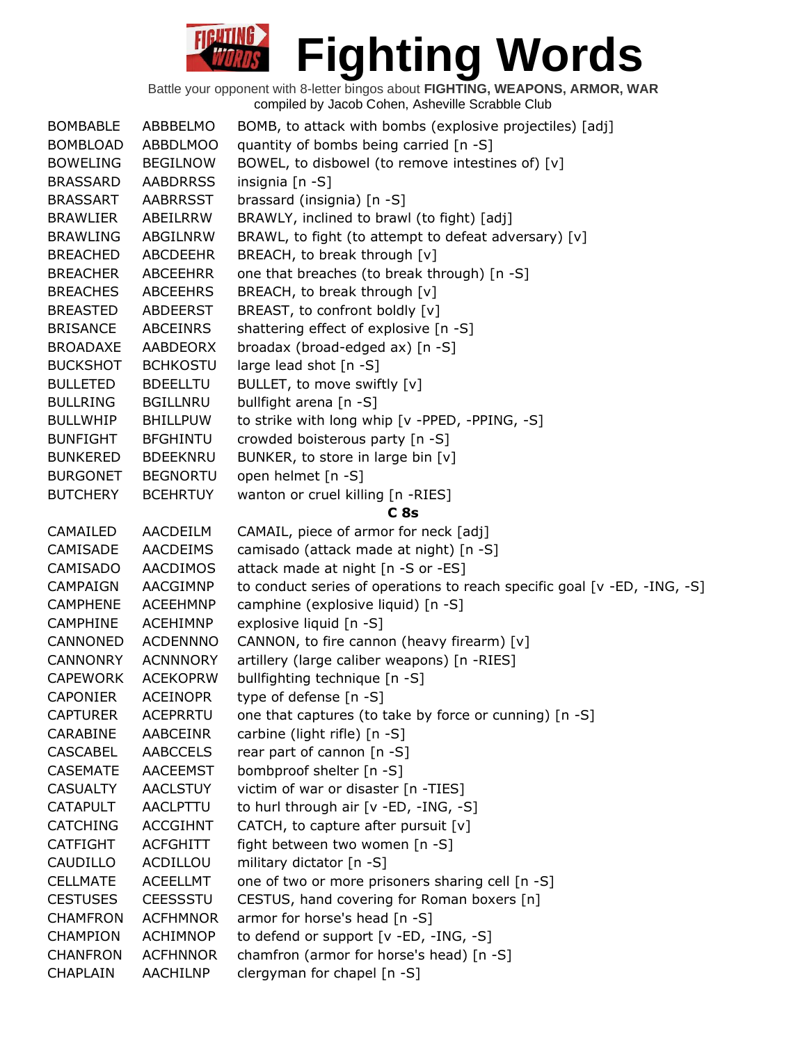# Fighting Words

Battle your opponent with 8-letter bingos about **FIGHTING, WEAPONS, ARMOR, WAR**
compiled by Jacob Cohen, Asheville Scrabble Club

| | | |
|---|---|---|
| BOMBABLE | ABBBELMO | BOMB, to attack with bombs (explosive projectiles) [adj] |
| BOMBLOAD | ABBDLMOO | quantity of bombs being carried [n -S] |
| BOWELING | BEGILNOW | BOWEL, to disbowel (to remove intestines of) [v] |
| BRASSARD | AABDRRSS | insignia [n -S] |
| BRASSART | AABRRSST | brassard (insignia) [n -S] |
| BRAWLIER | ABEILRRW | BRAWLY, inclined to brawl (to fight) [adj] |
| BRAWLING | ABGILNRW | BRAWL, to fight (to attempt to defeat adversary) [v] |
| BREACHED | ABCDEEHR | BREACH, to break through [v] |
| BREACHER | ABCEEHRR | one that breaches (to break through) [n -S] |
| BREACHES | ABCEEHRS | BREACH, to break through [v] |
| BREASTED | ABDEERST | BREAST, to confront boldly [v] |
| BRISANCE | ABCEINRS | shattering effect of explosive [n -S] |
| BROADAXE | AABDEORX | broadax (broad-edged ax) [n -S] |
| BUCKSHOT | BCHKOSTU | large lead shot [n -S] |
| BULLETED | BDEELLTU | BULLET, to move swiftly [v] |
| BULLRING | BGILLNRU | bullfight arena [n -S] |
| BULLWHIP | BHILLPUW | to strike with long whip [v -PPED, -PPING, -S] |
| BUNFIGHT | BFGHINTU | crowded boisterous party [n -S] |
| BUNKERED | BDEEKNRU | BUNKER, to store in large bin [v] |
| BURGONET | BEGNORTU | open helmet [n -S] |
| BUTCHERY | BCEHRTUY | wanton or cruel killing [n -RIES] |

### C 8s

| | | |
|---|---|---|
| CAMAILED | AACDEILM | CAMAIL, piece of armor for neck [adj] |
| CAMISADE | AACDEIMS | camisado (attack made at night) [n -S] |
| CAMISADO | AACDIMOS | attack made at night [n -S or -ES] |
| CAMPAIGN | AACGIMNP | to conduct series of operations to reach specific goal [v -ED, -ING, -S] |
| CAMPHENE | ACEEHMNP | camphine (explosive liquid) [n -S] |
| CAMPHINE | ACEHIMNP | explosive liquid [n -S] |
| CANNONED | ACDENNNO | CANNON, to fire cannon (heavy firearm) [v] |
| CANNONRY | ACNNNORY | artillery (large caliber weapons) [n -RIES] |
| CAPEWORK | ACEKOPRW | bullfighting technique [n -S] |
| CAPONIER | ACEINOPR | type of defense [n -S] |
| CAPTURER | ACEPRRTU | one that captures (to take by force or cunning) [n -S] |
| CARABINE | AABCEINR | carbine (light rifle) [n -S] |
| CASCABEL | AABCCELS | rear part of cannon [n -S] |
| CASEMATE | AACEEMST | bombproof shelter [n -S] |
| CASUALTY | AACLSTUY | victim of war or disaster [n -TIES] |
| CATAPULT | AACLPTTU | to hurl through air [v -ED, -ING, -S] |
| CATCHING | ACCGIHNT | CATCH, to capture after pursuit [v] |
| CATFIGHT | ACFGHITT | fight between two women [n -S] |
| CAUDILLO | ACDILLOU | military dictator [n -S] |
| CELLMATE | ACEELLMT | one of two or more prisoners sharing cell [n -S] |
| CESTUSES | CEESSSTU | CESTUS, hand covering for Roman boxers [n] |
| CHAMFRON | ACFHMNOR | armor for horse's head [n -S] |
| CHAMPION | ACHIMNOP | to defend or support [v -ED, -ING, -S] |
| CHANFRON | ACFHNNOR | chamfron (armor for horse's head) [n -S] |
| CHAPLAIN | AACHILNP | clergyman for chapel [n -S] |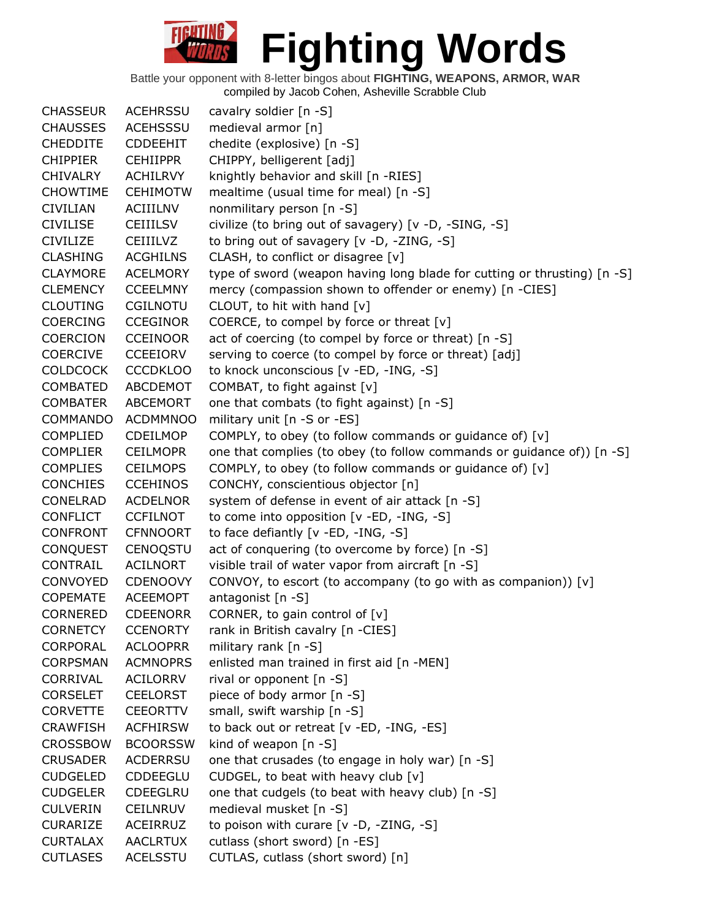# Fighting Words

Battle your opponent with 8-letter bingos about **FIGHTING, WEAPONS, ARMOR, WAR**
compiled by Jacob Cohen, Asheville Scrabble Club

| | | |
|---|---|---|
| CHASSEUR | ACEHRSSU | cavalry soldier [n -S] |
| CHAUSSES | ACEHSSSU | medieval armor [n] |
| CHEDDITE | CDDEEHIT | chedite (explosive) [n -S] |
| CHIPPIER | CEHIIPPR | CHIPPY, belligerent [adj] |
| CHIVALRY | ACHILRVY | knightly behavior and skill [n -RIES] |
| CHOWTIME | CEHIMOTW | mealtime (usual time for meal) [n -S] |
| CIVILIAN | ACIIILNV | nonmilitary person [n -S] |
| CIVILISE | CEIIILSV | civilize (to bring out of savagery) [v -D, -SING, -S] |
| CIVILIZE | CEIIILVZ | to bring out of savagery [v -D, -ZING, -S] |
| CLASHING | ACGHILNS | CLASH, to conflict or disagree [v] |
| CLAYMORE | ACELMORY | type of sword (weapon having long blade for cutting or thrusting) [n -S] |
| CLEMENCY | CCEELMNY | mercy (compassion shown to offender or enemy) [n -CIES] |
| CLOUTING | CGILNOTU | CLOUT, to hit with hand [v] |
| COERCING | CCEGINOR | COERCE, to compel by force or threat [v] |
| COERCION | CCEINOOR | act of coercing (to compel by force or threat) [n -S] |
| COERCIVE | CCEEIORV | serving to coerce (to compel by force or threat) [adj] |
| COLDCOCK | CCCDKLOO | to knock unconscious [v -ED, -ING, -S] |
| COMBATED | ABCDEMOT | COMBAT, to fight against [v] |
| COMBATER | ABCEMORT | one that combats (to fight against) [n -S] |
| COMMANDO | ACDMMNOO | military unit [n -S or -ES] |
| COMPLIED | CDEILMOP | COMPLY, to obey (to follow commands or guidance of) [v] |
| COMPLIER | CEILMOPR | one that complies (to obey (to follow commands or guidance of)) [n -S] |
| COMPLIES | CEILMOPS | COMPLY, to obey (to follow commands or guidance of) [v] |
| CONCHIES | CCEHINOS | CONCHY, conscientious objector [n] |
| CONELRAD | ACDELNOR | system of defense in event of air attack [n -S] |
| CONFLICT | CCFILNOT | to come into opposition [v -ED, -ING, -S] |
| CONFRONT | CFNNOORT | to face defiantly [v -ED, -ING, -S] |
| CONQUEST | CENOQSTU | act of conquering (to overcome by force) [n -S] |
| CONTRAIL | ACILNORT | visible trail of water vapor from aircraft [n -S] |
| CONVOYED | CDENOOVY | CONVOY, to escort (to accompany (to go with as companion)) [v] |
| COPEMATE | ACEEMOPT | antagonist [n -S] |
| CORNERED | CDEENORR | CORNER, to gain control of [v] |
| CORNETCY | CCENORTY | rank in British cavalry [n -CIES] |
| CORPORAL | ACLOOPRR | military rank [n -S] |
| CORPSMAN | ACMNOPRS | enlisted man trained in first aid [n -MEN] |
| CORRIVAL | ACILORRV | rival or opponent [n -S] |
| CORSELET | CEELORST | piece of body armor [n -S] |
| CORVETTE | CEEORTTV | small, swift warship [n -S] |
| CRAWFISH | ACFHIRSW | to back out or retreat [v -ED, -ING, -ES] |
| CROSSBOW | BCOORSSW | kind of weapon [n -S] |
| CRUSADER | ACDERRSU | one that crusades (to engage in holy war) [n -S] |
| CUDGELED | CDDEEGLU | CUDGEL, to beat with heavy club [v] |
| CUDGELER | CDEEGLRU | one that cudgels (to beat with heavy club) [n -S] |
| CULVERIN | CEILNRUV | medieval musket [n -S] |
| CURARIZE | ACEIRRUZ | to poison with curare [v -D, -ZING, -S] |
| CURTALAX | AACLRTUX | cutlass (short sword) [n -ES] |
| CUTLASES | ACELSSTU | CUTLAS, cutlass (short sword) [n] |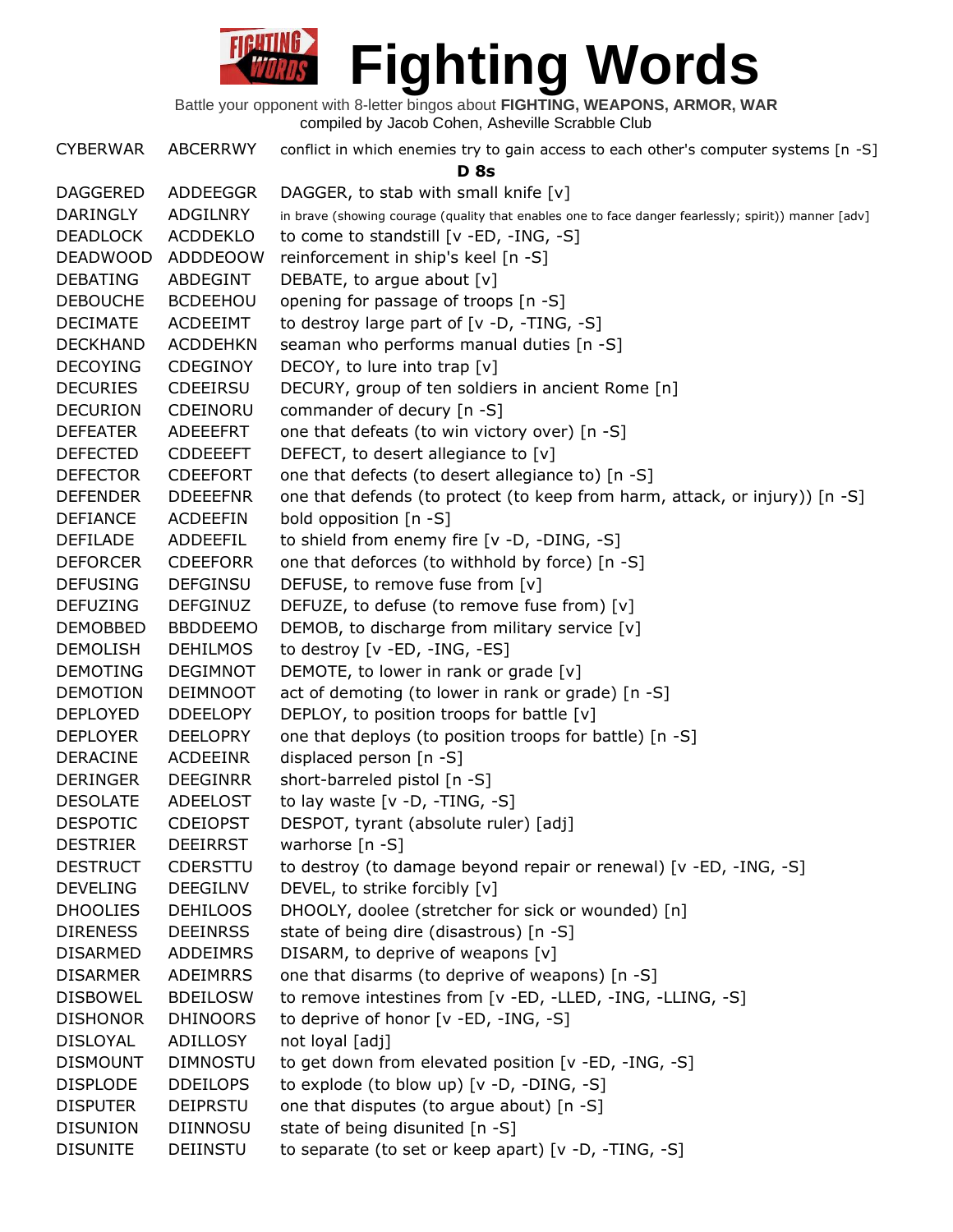# Fighting Words

Battle your opponent with 8-letter bingos about **FIGHTING, WEAPONS, ARMOR, WAR**
compiled by Jacob Cohen, Asheville Scrabble Club

| | | |
|---|---|---|
| CYBERWAR | ABCERRWY | conflict in which enemies try to gain access to each other's computer systems [n -S] |
| | | **D 8s** |
| DAGGERED | ADDEEGGR | DAGGER, to stab with small knife [v] |
| DARINGLY | ADGILNRY | in brave (showing courage (quality that enables one to face danger fearlessly; spirit)) manner [adv] |
| DEADLOCK | ACDDEKLO | to come to standstill [v -ED, -ING, -S] |
| DEADWOOD | ADDDEOOW | reinforcement in ship's keel [n -S] |
| DEBATING | ABDEGINT | DEBATE, to argue about [v] |
| DEBOUCHE | BCDEEHOU | opening for passage of troops [n -S] |
| DECIMATE | ACDEEIMT | to destroy large part of [v -D, -TING, -S] |
| DECKHAND | ACDDEHKN | seaman who performs manual duties [n -S] |
| DECOYING | CDEGINOY | DECOY, to lure into trap [v] |
| DECURIES | CDEEIRSU | DECURY, group of ten soldiers in ancient Rome [n] |
| DECURION | CDEINORU | commander of decury [n -S] |
| DEFEATER | ADEEEFRT | one that defeats (to win victory over) [n -S] |
| DEFECTED | CDDEEEFT | DEFECT, to desert allegiance to [v] |
| DEFECTOR | CDEEFORT | one that defects (to desert allegiance to) [n -S] |
| DEFENDER | DDEEEFNR | one that defends (to protect (to keep from harm, attack, or injury)) [n -S] |
| DEFIANCE | ACDEEFIN | bold opposition [n -S] |
| DEFILADE | ADDEEFIL | to shield from enemy fire [v -D, -DING, -S] |
| DEFORCER | CDEEFORR | one that deforces (to withhold by force) [n -S] |
| DEFUSING | DEFGINSU | DEFUSE, to remove fuse from [v] |
| DEFUZING | DEFGINUZ | DEFUZE, to defuse (to remove fuse from) [v] |
| DEMOBBED | BBDDEEMO | DEMOB, to discharge from military service [v] |
| DEMOLISH | DEHILMOS | to destroy [v -ED, -ING, -ES] |
| DEMOTING | DEGIMNOT | DEMOTE, to lower in rank or grade [v] |
| DEMOTION | DEIMNOOT | act of demoting (to lower in rank or grade) [n -S] |
| DEPLOYED | DDEELOPY | DEPLOY, to position troops for battle [v] |
| DEPLOYER | DEELOPRY | one that deploys (to position troops for battle) [n -S] |
| DERACINE | ACDEEINR | displaced person [n -S] |
| DERINGER | DEEGINRR | short-barreled pistol [n -S] |
| DESOLATE | ADEELOST | to lay waste [v -D, -TING, -S] |
| DESPOTIC | CDEIOPST | DESPOT, tyrant (absolute ruler) [adj] |
| DESTRIER | DEEIRRST | warhorse [n -S] |
| DESTRUCT | CDERSTTU | to destroy (to damage beyond repair or renewal) [v -ED, -ING, -S] |
| DEVELING | DEEGILNV | DEVEL, to strike forcibly [v] |
| DHOOLIES | DEHILOOS | DHOOLY, doolee (stretcher for sick or wounded) [n] |
| DIRENESS | DEEINRSS | state of being dire (disastrous) [n -S] |
| DISARMED | ADDEIMRS | DISARM, to deprive of weapons [v] |
| DISARMER | ADEIMRRS | one that disarms (to deprive of weapons) [n -S] |
| DISBOWEL | BDEILOSW | to remove intestines from [v -ED, -LLED, -ING, -LLING, -S] |
| DISHONOR | DHINOORS | to deprive of honor [v -ED, -ING, -S] |
| DISLOYAL | ADILLOSY | not loyal [adj] |
| DISMOUNT | DIMNOSTU | to get down from elevated position [v -ED, -ING, -S] |
| DISPLODE | DDEILOPS | to explode (to blow up) [v -D, -DING, -S] |
| DISPUTER | DEIPRSTU | one that disputes (to argue about) [n -S] |
| DISUNION | DIINNOSU | state of being disunited [n -S] |
| DISUNITE | DEIINSTU | to separate (to set or keep apart) [v -D, -TING, -S] |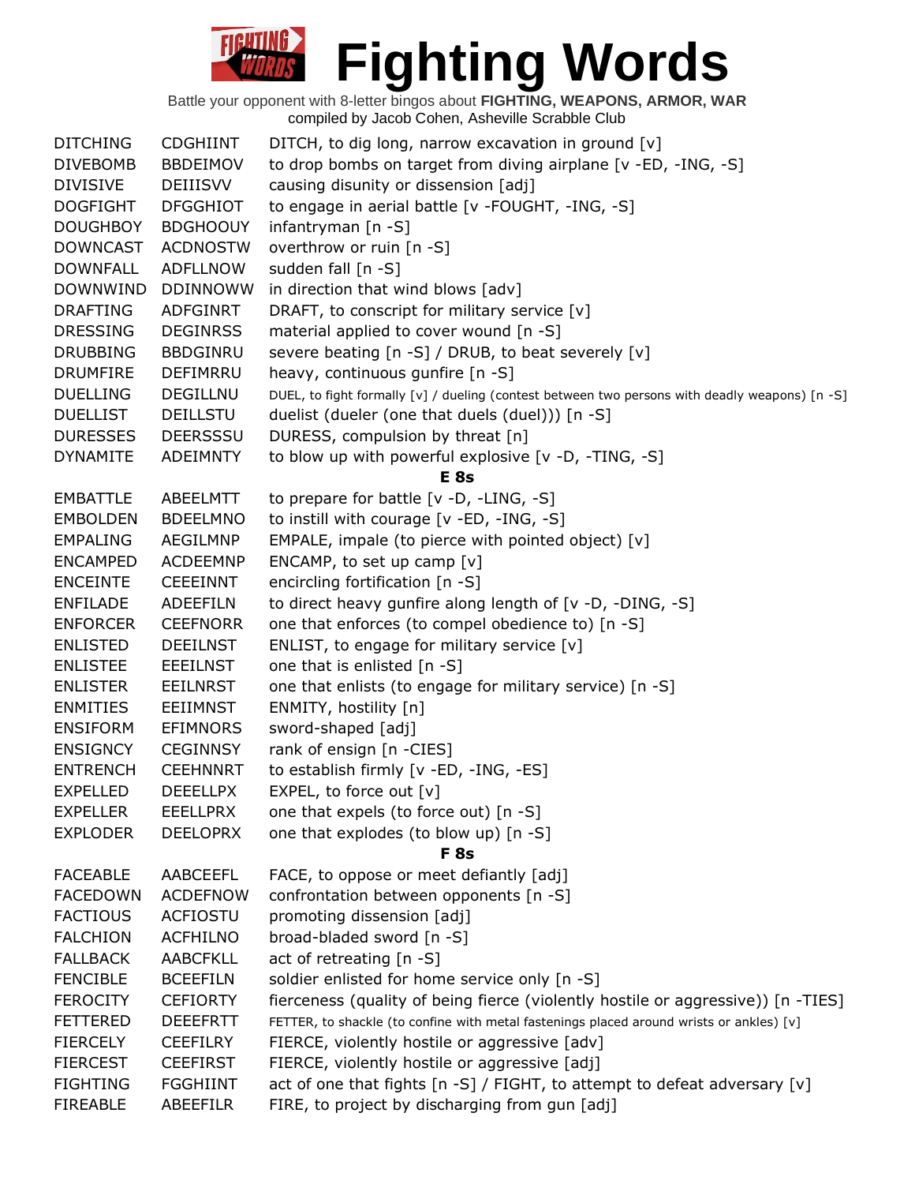# Fighting Words

Battle your opponent with 8-letter bingos about **FIGHTING, WEAPONS, ARMOR, WAR**
compiled by Jacob Cohen, Asheville Scrabble Club

| | | |
|---|---|---|
| DITCHING | CDGHIINT | DITCH, to dig long, narrow excavation in ground [v] |
| DIVEBOMB | BBDEIMOV | to drop bombs on target from diving airplane [v -ED, -ING, -S] |
| DIVISIVE | DEIIISVV | causing disunity or dissension [adj] |
| DOGFIGHT | DFGGHIOT | to engage in aerial battle [v -FOUGHT, -ING, -S] |
| DOUGHBOY | BDGHOOUY | infantryman [n -S] |
| DOWNCAST | ACDNOSTW | overthrow or ruin [n -S] |
| DOWNFALL | ADFLLNOW | sudden fall [n -S] |
| DOWNWIND | DDINNOWW | in direction that wind blows [adv] |
| DRAFTING | ADFGINRT | DRAFT, to conscript for military service [v] |
| DRESSING | DEGINRSS | material applied to cover wound [n -S] |
| DRUBBING | BBDGINRU | severe beating [n -S] / DRUB, to beat severely [v] |
| DRUMFIRE | DEFIMRRU | heavy, continuous gunfire [n -S] |
| DUELLING | DEGILLNU | DUEL, to fight formally [v] / dueling (contest between two persons with deadly weapons) [n -S] |
| DUELLIST | DEILLSTU | duelist (dueler (one that duels (duel))) [n -S] |
| DURESSES | DEERSSSU | DURESS, compulsion by threat [n] |
| DYNAMITE | ADEIMNTY | to blow up with powerful explosive [v -D, -TING, -S] |
| | | **E 8s** |
| EMBATTLE | ABEELMTT | to prepare for battle [v -D, -LING, -S] |
| EMBOLDEN | BDEELMNO | to instill with courage [v -ED, -ING, -S] |
| EMPALING | AEGILMNP | EMPALE, impale (to pierce with pointed object) [v] |
| ENCAMPED | ACDEEMNP | ENCAMP, to set up camp [v] |
| ENCEINTE | CEEEINNT | encircling fortification [n -S] |
| ENFILADE | ADEEFILN | to direct heavy gunfire along length of [v -D, -DING, -S] |
| ENFORCER | CEEFNORR | one that enforces (to compel obedience to) [n -S] |
| ENLISTED | DEEILNST | ENLIST, to engage for military service [v] |
| ENLISTEE | EEEILNST | one that is enlisted [n -S] |
| ENLISTER | EEILNRST | one that enlists (to engage for military service) [n -S] |
| ENMITIES | EEIIMNST | ENMITY, hostility [n] |
| ENSIFORM | EFIMNORS | sword-shaped [adj] |
| ENSIGNCY | CEGINNSY | rank of ensign [n -CIES] |
| ENTRENCH | CEEHNNRT | to establish firmly [v -ED, -ING, -ES] |
| EXPELLED | DEEELLPX | EXPEL, to force out [v] |
| EXPELLER | EEELLPRX | one that expels (to force out) [n -S] |
| EXPLODER | DEELOPRX | one that explodes (to blow up) [n -S] |
| | | **F 8s** |
| FACEABLE | AABCEEFL | FACE, to oppose or meet defiantly [adj] |
| FACEDOWN | ACDEFNOW | confrontation between opponents [n -S] |
| FACTIOUS | ACFIOSTU | promoting dissension [adj] |
| FALCHION | ACFHILNO | broad-bladed sword [n -S] |
| FALLBACK | AABCFKLL | act of retreating [n -S] |
| FENCIBLE | BCEEFILN | soldier enlisted for home service only [n -S] |
| FEROCITY | CEFIORTY | fierceness (quality of being fierce (violently hostile or aggressive)) [n -TIES] |
| FETTERED | DEEEFRTT | FETTER, to shackle (to confine with metal fastenings placed around wrists or ankles) [v] |
| FIERCELY | CEEFILRY | FIERCE, violently hostile or aggressive [adv] |
| FIERCEST | CEEFIRST | FIERCE, violently hostile or aggressive [adj] |
| FIGHTING | FGGHIINT | act of one that fights [n -S] / FIGHT, to attempt to defeat adversary [v] |
| FIREABLE | ABEEFILR | FIRE, to project by discharging from gun [adj] |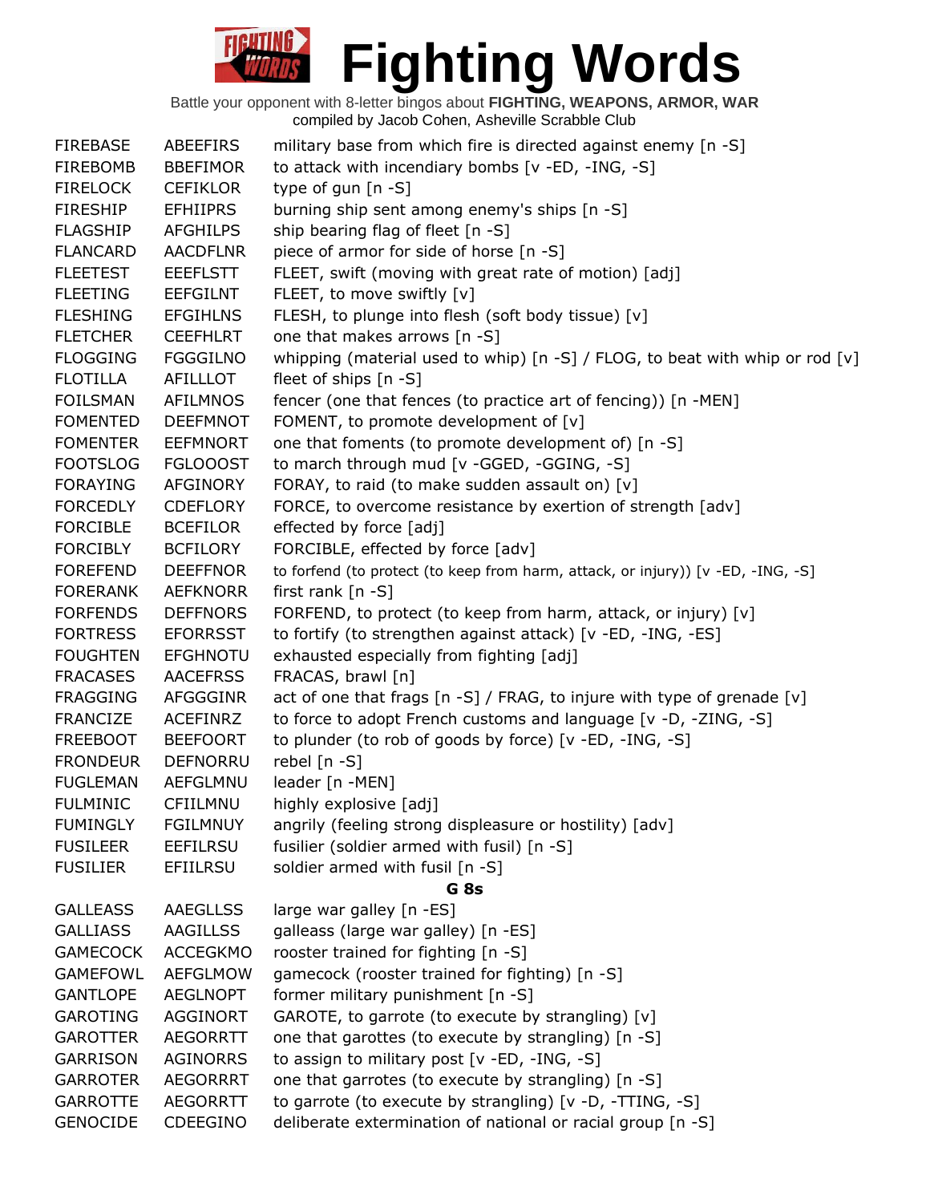# Fighting Words

Battle your opponent with 8-letter bingos about **FIGHTING, WEAPONS, ARMOR, WAR**
compiled by Jacob Cohen, Asheville Scrabble Club

| | | |
|---|---|---|
| FIREBASE | ABEEFIRS | military base from which fire is directed against enemy [n -S] |
| FIREBOMB | BBEFIMOR | to attack with incendiary bombs [v -ED, -ING, -S] |
| FIRELOCK | CEFIKLOR | type of gun [n -S] |
| FIRESHIP | EFHIIPRS | burning ship sent among enemy's ships [n -S] |
| FLAGSHIP | AFGHILPS | ship bearing flag of fleet [n -S] |
| FLANCARD | AACDFLNR | piece of armor for side of horse [n -S] |
| FLEETEST | EEEFLSTT | FLEET, swift (moving with great rate of motion) [adj] |
| FLEETING | EEFGILNT | FLEET, to move swiftly [v] |
| FLESHING | EFGIHLNS | FLESH, to plunge into flesh (soft body tissue) [v] |
| FLETCHER | CEEFHLRT | one that makes arrows [n -S] |
| FLOGGING | FGGGILNO | whipping (material used to whip) [n -S] / FLOG, to beat with whip or rod [v] |
| FLOTILLA | AFILLLOT | fleet of ships [n -S] |
| FOILSMAN | AFILMNOS | fencer (one that fences (to practice art of fencing)) [n -MEN] |
| FOMENTED | DEEFMNOT | FOMENT, to promote development of [v] |
| FOMENTER | EEFMNORT | one that foments (to promote development of) [n -S] |
| FOOTSLOG | FGLOOOST | to march through mud [v -GGED, -GGING, -S] |
| FORAYING | AFGINORY | FORAY, to raid (to make sudden assault on) [v] |
| FORCEDLY | CDEFLORY | FORCE, to overcome resistance by exertion of strength [adv] |
| FORCIBLE | BCEFILOR | effected by force [adj] |
| FORCIBLY | BCFILORY | FORCIBLE, effected by force [adv] |
| FOREFEND | DEEFFNOR | to forfend (to protect (to keep from harm, attack, or injury)) [v -ED, -ING, -S] |
| FORERANK | AEFKNORR | first rank [n -S] |
| FORFENDS | DEFFNORS | FORFEND, to protect (to keep from harm, attack, or injury) [v] |
| FORTRESS | EFORRSST | to fortify (to strengthen against attack) [v -ED, -ING, -ES] |
| FOUGHTEN | EFGHNOTU | exhausted especially from fighting [adj] |
| FRACASES | AACEFRSS | FRACAS, brawl [n] |
| FRAGGING | AFGGGINR | act of one that frags [n -S] / FRAG, to injure with type of grenade [v] |
| FRANCIZE | ACEFINRZ | to force to adopt French customs and language [v -D, -ZING, -S] |
| FREEBOOT | BEEFOORT | to plunder (to rob of goods by force) [v -ED, -ING, -S] |
| FRONDEUR | DEFNORRU | rebel [n -S] |
| FUGLEMAN | AEFGLMNU | leader [n -MEN] |
| FULMINIC | CFIILMNU | highly explosive [adj] |
| FUMINGLY | FGILMNUY | angrily (feeling strong displeasure or hostility) [adv] |
| FUSILEER | EEFILRSU | fusilier (soldier armed with fusil) [n -S] |
| FUSILIER | EFIILRSU | soldier armed with fusil [n -S] |

**G 8s**

| | | |
|---|---|---|
| GALLEASS | AAEGLLSS | large war galley [n -ES] |
| GALLIASS | AAGILLSS | galleass (large war galley) [n -ES] |
| GAMECOCK | ACCEGKMO | rooster trained for fighting [n -S] |
| GAMEFOWL | AEFGLMOW | gamecock (rooster trained for fighting) [n -S] |
| GANTLOPE | AEGLNOPT | former military punishment [n -S] |
| GAROTING | AGGINORT | GAROTE, to garrote (to execute by strangling) [v] |
| GAROTTER | AEGORRTT | one that garottes (to execute by strangling) [n -S] |
| GARRISON | AGINORRS | to assign to military post [v -ED, -ING, -S] |
| GARROTER | AEGORRRT | one that garrotes (to execute by strangling) [n -S] |
| GARROTTE | AEGORRTT | to garrote (to execute by strangling) [v -D, -TTING, -S] |
| GENOCIDE | CDEEGINO | deliberate extermination of national or racial group [n -S] |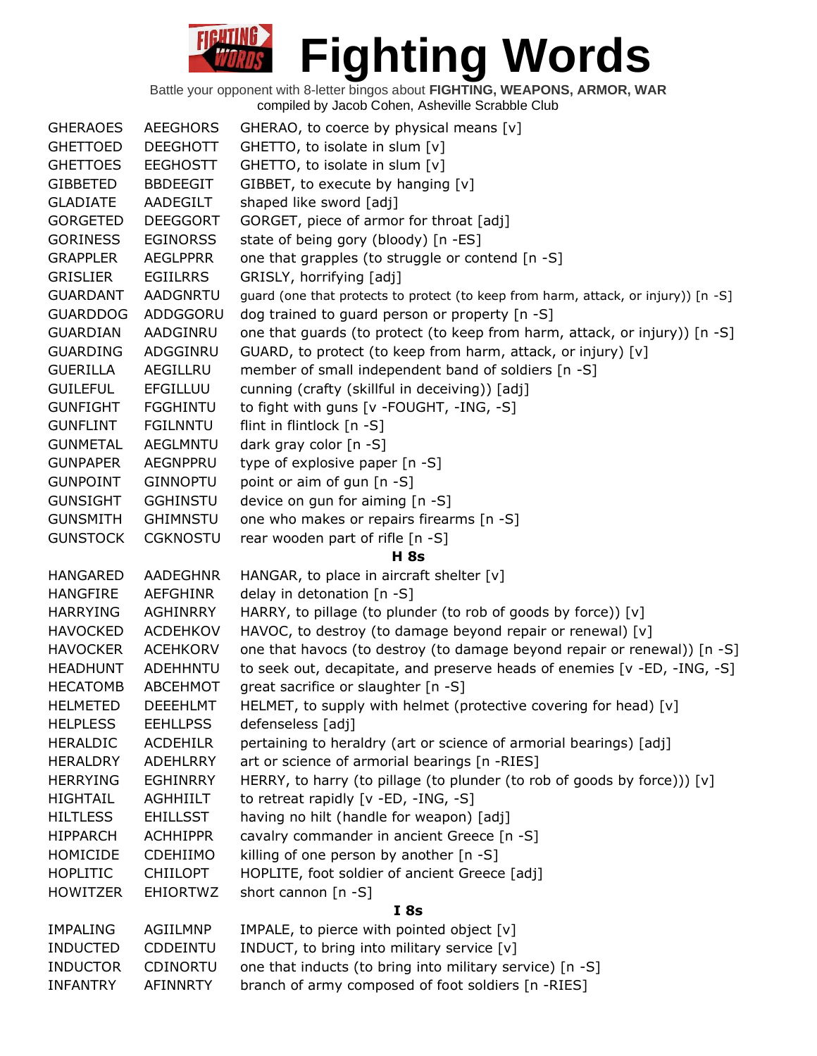# Fighting Words

Battle your opponent with 8-letter bingos about **FIGHTING, WEAPONS, ARMOR, WAR**
compiled by Jacob Cohen, Asheville Scrabble Club

| | | |
|---|---|---|
| GHERAOES | AEEGHORS | GHERAO, to coerce by physical means [v] |
| GHETTOED | DEEGHOTT | GHETTO, to isolate in slum [v] |
| GHETTOES | EEGHOSTT | GHETTO, to isolate in slum [v] |
| GIBBETED | BBDEEGIT | GIBBET, to execute by hanging [v] |
| GLADIATE | AADEGILT | shaped like sword [adj] |
| GORGETED | DEEGGORT | GORGET, piece of armor for throat [adj] |
| GORINESS | EGINORSS | state of being gory (bloody) [n -ES] |
| GRAPPLER | AEGLPPRR | one that grapples (to struggle or contend [n -S] |
| GRISLIER | EGIILRRS | GRISLY, horrifying [adj] |
| GUARDANT | AADGNRTU | guard (one that protects to protect (to keep from harm, attack, or injury)) [n -S] |
| GUARDDOG | ADDGGORU | dog trained to guard person or property [n -S] |
| GUARDIAN | AADGINRU | one that guards (to protect (to keep from harm, attack, or injury)) [n -S] |
| GUARDING | ADGGINRU | GUARD, to protect (to keep from harm, attack, or injury) [v] |
| GUERILLA | AEGILLRU | member of small independent band of soldiers [n -S] |
| GUILEFUL | EFGILLUU | cunning (crafty (skillful in deceiving)) [adj] |
| GUNFIGHT | FGGHINTU | to fight with guns [v -FOUGHT, -ING, -S] |
| GUNFLINT | FGILNNTU | flint in flintlock [n -S] |
| GUNMETAL | AEGLMNTU | dark gray color [n -S] |
| GUNPAPER | AEGNPPRU | type of explosive paper [n -S] |
| GUNPOINT | GINNOPTU | point or aim of gun [n -S] |
| GUNSIGHT | GGHINSTU | device on gun for aiming [n -S] |
| GUNSMITH | GHIMNSTU | one who makes or repairs firearms [n -S] |
| GUNSTOCK | CGKNOSTU | rear wooden part of rifle [n -S] |

### H 8s

| | | |
|---|---|---|
| HANGARED | AADEGHNR | HANGAR, to place in aircraft shelter [v] |
| HANGFIRE | AEFGHINR | delay in detonation [n -S] |
| HARRYING | AGHINRRY | HARRY, to pillage (to plunder (to rob of goods by force)) [v] |
| HAVOCKED | ACDEHKOV | HAVOC, to destroy (to damage beyond repair or renewal) [v] |
| HAVOCKER | ACEHKORV | one that havocs (to destroy (to damage beyond repair or renewal)) [n -S] |
| HEADHUNT | ADEHHNTU | to seek out, decapitate, and preserve heads of enemies [v -ED, -ING, -S] |
| HECATOMB | ABCEHMOT | great sacrifice or slaughter [n -S] |
| HELMETED | DEEEHLMT | HELMET, to supply with helmet (protective covering for head) [v] |
| HELPLESS | EEHLLPSS | defenseless [adj] |
| HERALDIC | ACDEHILR | pertaining to heraldry (art or science of armorial bearings) [adj] |
| HERALDRY | ADEHLRRY | art or science of armorial bearings [n -RIES] |
| HERRYING | EGHINRRY | HERRY, to harry (to pillage (to plunder (to rob of goods by force))) [v] |
| HIGHTAIL | AGHHIILT | to retreat rapidly [v -ED, -ING, -S] |
| HILTLESS | EHILLSST | having no hilt (handle for weapon) [adj] |
| HIPPARCH | ACHHIPPR | cavalry commander in ancient Greece [n -S] |
| HOMICIDE | CDEHIIMO | killing of one person by another [n -S] |
| HOPLITIC | CHIILOPT | HOPLITE, foot soldier of ancient Greece [adj] |
| HOWITZER | EHIORTWZ | short cannon [n -S] |

### I 8s

| | | |
|---|---|---|
| IMPALING | AGIILMNP | IMPALE, to pierce with pointed object [v] |
| INDUCTED | CDDEINTU | INDUCT, to bring into military service [v] |
| INDUCTOR | CDINORTU | one that inducts (to bring into military service) [n -S] |
| INFANTRY | AFINNRTY | branch of army composed of foot soldiers [n -RIES] |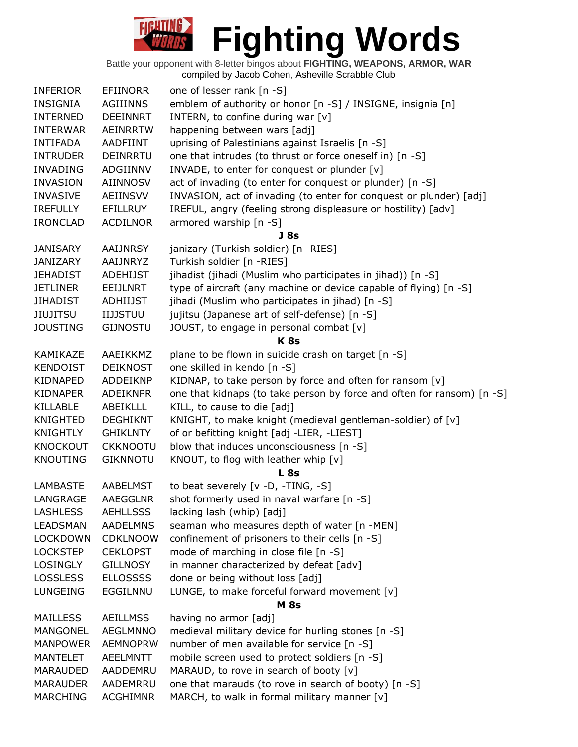# Fighting Words

Battle your opponent with 8-letter bingos about **FIGHTING, WEAPONS, ARMOR, WAR**
compiled by Jacob Cohen, Asheville Scrabble Club

| | | |
|---|---|---|
| INFERIOR | EFIINORR | one of lesser rank [n -S] |
| INSIGNIA | AGIIINNS | emblem of authority or honor [n -S] / INSIGNE, insignia [n] |
| INTERNED | DEEINNRT | INTERN, to confine during war [v] |
| INTERWAR | AEINRRTW | happening between wars [adj] |
| INTIFADA | AADFIINT | uprising of Palestinians against Israelis [n -S] |
| INTRUDER | DEINRRTU | one that intrudes (to thrust or force oneself in) [n -S] |
| INVADING | ADGIINNV | INVADE, to enter for conquest or plunder [v] |
| INVASION | AIINNOSV | act of invading (to enter for conquest or plunder) [n -S] |
| INVASIVE | AEIINSVV | INVASION, act of invading (to enter for conquest or plunder) [adj] |
| IREFULLY | EFILLRUY | IREFUL, angry (feeling strong displeasure or hostility) [adv] |
| IRONCLAD | ACDILNOR | armored warship [n -S] |
| | | **J 8s** |
| JANISARY | AAIJNRSY | janizary (Turkish soldier) [n -RIES] |
| JANIZARY | AAIJNRYZ | Turkish soldier [n -RIES] |
| JEHADIST | ADEHIJST | jihadist (jihadi (Muslim who participates in jihad)) [n -S] |
| JETLINER | EEIJLNRT | type of aircraft (any machine or device capable of flying) [n -S] |
| JIHADIST | ADHIIJST | jihadi (Muslim who participates in jihad) [n -S] |
| JIUJITSU | IIJJSTUU | jujitsu (Japanese art of self-defense) [n -S] |
| JOUSTING | GIJNOSTU | JOUST, to engage in personal combat [v] |
| | | **K 8s** |
| KAMIKAZE | AAEIKKMZ | plane to be flown in suicide crash on target [n -S] |
| KENDOIST | DEIKNOST | one skilled in kendo [n -S] |
| KIDNAPED | ADDEIKNP | KIDNAP, to take person by force and often for ransom [v] |
| KIDNAPER | ADEIKNPR | one that kidnaps (to take person by force and often for ransom) [n -S] |
| KILLABLE | ABEIKLLL | KILL, to cause to die [adj] |
| KNIGHTED | DEGHIKNT | KNIGHT, to make knight (medieval gentleman-soldier) of [v] |
| KNIGHTLY | GHIKLNTY | of or befitting knight [adj -LIER, -LIEST] |
| KNOCKOUT | CKKNOOTU | blow that induces unconsciousness [n -S] |
| KNOUTING | GIKNNOTU | KNOUT, to flog with leather whip [v] |
| | | **L 8s** |
| LAMBASTE | AABELMST | to beat severely [v -D, -TING, -S] |
| LANGRAGE | AAEGGLNR | shot formerly used in naval warfare [n -S] |
| LASHLESS | AEHLLSSS | lacking lash (whip) [adj] |
| LEADSMAN | AADELMNS | seaman who measures depth of water [n -MEN] |
| LOCKDOWN | CDKLNOOW | confinement of prisoners to their cells [n -S] |
| LOCKSTEP | CEKLOPST | mode of marching in close file [n -S] |
| LOSINGLY | GILLNOSY | in manner characterized by defeat [adv] |
| LOSSLESS | ELLOSSSS | done or being without loss [adj] |
| LUNGEING | EGGILNNU | LUNGE, to make forceful forward movement [v] |
| | | **M 8s** |
| MAILLESS | AEILLMSS | having no armor [adj] |
| MANGONEL | AEGLMNNO | medieval military device for hurling stones [n -S] |
| MANPOWER | AEMNOPRW | number of men available for service [n -S] |
| MANTELET | AEELMNTT | mobile screen used to protect soldiers [n -S] |
| MARAUDED | AADDEMRU | MARAUD, to rove in search of booty [v] |
| MARAUDER | AADEMRRU | one that marauds (to rove in search of booty) [n -S] |
| MARCHING | ACGHIMNR | MARCH, to walk in formal military manner [v] |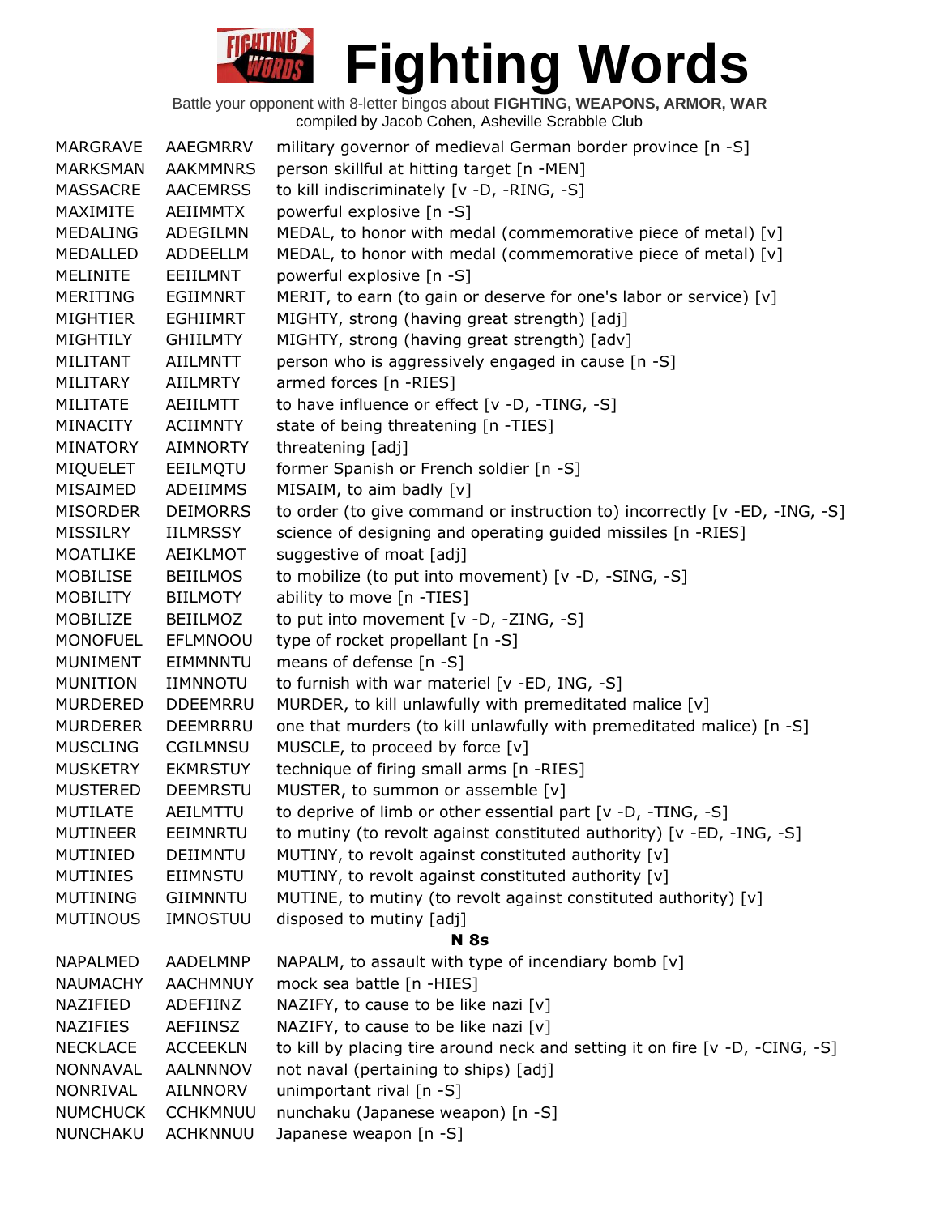# Fighting Words

Battle your opponent with 8-letter bingos about **FIGHTING, WEAPONS, ARMOR, WAR**
compiled by Jacob Cohen, Asheville Scrabble Club

| | | |
|---|---|---|
| MARGRAVE | AAEGMRRV | military governor of medieval German border province [n -S] |
| MARKSMAN | AAKMMNRS | person skillful at hitting target [n -MEN] |
| MASSACRE | AACEMRSS | to kill indiscriminately [v -D, -RING, -S] |
| MAXIMITE | AEIIMMTX | powerful explosive [n -S] |
| MEDALING | ADEGILMN | MEDAL, to honor with medal (commemorative piece of metal) [v] |
| MEDALLED | ADDEELLM | MEDAL, to honor with medal (commemorative piece of metal) [v] |
| MELINITE | EEIILMNT | powerful explosive [n -S] |
| MERITING | EGIIMNRT | MERIT, to earn (to gain or deserve for one's labor or service) [v] |
| MIGHTIER | EGHIIMRT | MIGHTY, strong (having great strength) [adj] |
| MIGHTILY | GHIILMTY | MIGHTY, strong (having great strength) [adv] |
| MILITANT | AIILMNTT | person who is aggressively engaged in cause [n -S] |
| MILITARY | AIILMRTY | armed forces [n -RIES] |
| MILITATE | AEIILMTT | to have influence or effect [v -D, -TING, -S] |
| MINACITY | ACIIMNTY | state of being threatening [n -TIES] |
| MINATORY | AIMNORTY | threatening [adj] |
| MIQUELET | EEILMQTU | former Spanish or French soldier [n -S] |
| MISAIMED | ADEIIMMS | MISAIM, to aim badly [v] |
| MISORDER | DEIMORRS | to order (to give command or instruction to) incorrectly [v -ED, -ING, -S] |
| MISSILRY | IILMRSSY | science of designing and operating guided missiles [n -RIES] |
| MOATLIKE | AEIKLMOT | suggestive of moat [adj] |
| MOBILISE | BEIILMOS | to mobilize (to put into movement) [v -D, -SING, -S] |
| MOBILITY | BIILMOTY | ability to move [n -TIES] |
| MOBILIZE | BEIILMOZ | to put into movement [v -D, -ZING, -S] |
| MONOFUEL | EFLMNOOU | type of rocket propellant [n -S] |
| MUNIMENT | EIMMNNTU | means of defense [n -S] |
| MUNITION | IIMNNOTU | to furnish with war materiel [v -ED, ING, -S] |
| MURDERED | DDEEMRRU | MURDER, to kill unlawfully with premeditated malice [v] |
| MURDERER | DEEMRRRU | one that murders (to kill unlawfully with premeditated malice) [n -S] |
| MUSCLING | CGILMNSU | MUSCLE, to proceed by force [v] |
| MUSKETRY | EKMRSTUY | technique of firing small arms [n -RIES] |
| MUSTERED | DEEMRSTU | MUSTER, to summon or assemble [v] |
| MUTILATE | AEILMTTU | to deprive of limb or other essential part [v -D, -TING, -S] |
| MUTINEER | EEIMNRTU | to mutiny (to revolt against constituted authority) [v -ED, -ING, -S] |
| MUTINIED | DEIIMNTU | MUTINY, to revolt against constituted authority [v] |
| MUTINIES | EIIMNSTU | MUTINY, to revolt against constituted authority [v] |
| MUTINING | GIIMNNTU | MUTINE, to mutiny (to revolt against constituted authority) [v] |
| MUTINOUS | IMNOSTUU | disposed to mutiny [adj] |

## N 8s

| | | |
|---|---|---|
| NAPALMED | AADELMNP | NAPALM, to assault with type of incendiary bomb [v] |
| NAUMACHY | AACHMNUY | mock sea battle [n -HIES] |
| NAZIFIED | ADEFIINZ | NAZIFY, to cause to be like nazi [v] |
| NAZIFIES | AEFIINSZ | NAZIFY, to cause to be like nazi [v] |
| NECKLACE | ACCEEKLN | to kill by placing tire around neck and setting it on fire [v -D, -CING, -S] |
| NONNAVAL | AALNNNOV | not naval (pertaining to ships) [adj] |
| NONRIVAL | AILNNORV | unimportant rival [n -S] |
| NUMCHUCK | CCHKMNUU | nunchaku (Japanese weapon) [n -S] |
| NUNCHAKU | ACHKNNUU | Japanese weapon [n -S] |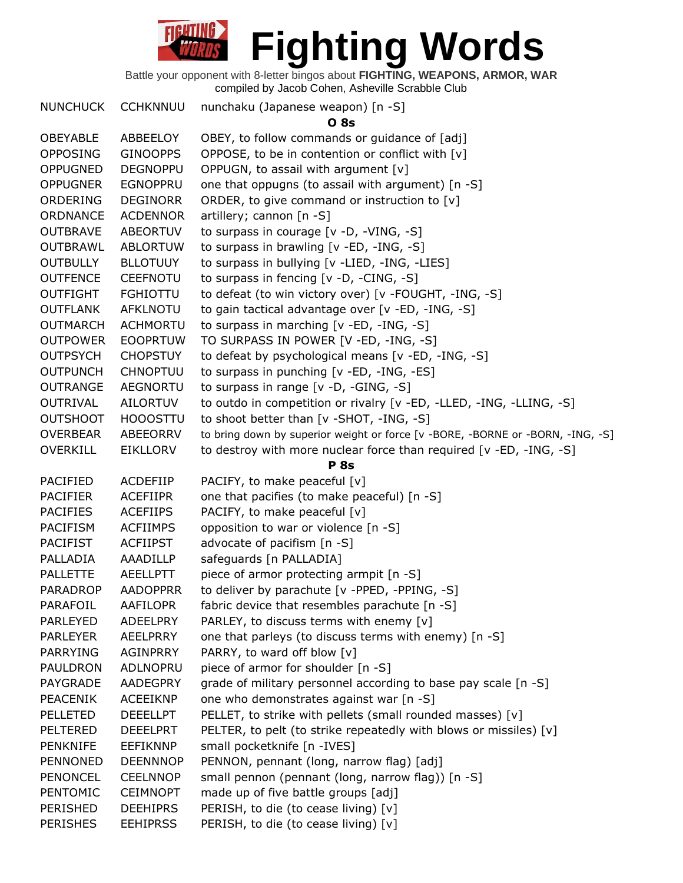# Fighting Words

Battle your opponent with 8-letter bingos about **FIGHTING, WEAPONS, ARMOR, WAR**
compiled by Jacob Cohen, Asheville Scrabble Club

| | | |
|---|---|---|
| NUNCHUCK | CCHKNNUU | nunchaku (Japanese weapon) [n -S] |

## O 8s

| | | |
|---|---|---|
| OBEYABLE | ABBEELOY | OBEY, to follow commands or guidance of [adj] |
| OPPOSING | GINOOPPS | OPPOSE, to be in contention or conflict with [v] |
| OPPUGNED | DEGNOPPU | OPPUGN, to assail with argument [v] |
| OPPUGNER | EGNOPPRU | one that oppugns (to assail with argument) [n -S] |
| ORDERING | DEGINORR | ORDER, to give command or instruction to [v] |
| ORDNANCE | ACDENNOR | artillery; cannon [n -S] |
| OUTBRAVE | ABEORTUV | to surpass in courage [v -D, -VING, -S] |
| OUTBRAWL | ABLORTUW | to surpass in brawling [v -ED, -ING, -S] |
| OUTBULLY | BLLOTUUY | to surpass in bullying [v -LIED, -ING, -LIES] |
| OUTFENCE | CEEFNOTU | to surpass in fencing [v -D, -CING, -S] |
| OUTFIGHT | FGHIOTTU | to defeat (to win victory over) [v -FOUGHT, -ING, -S] |
| OUTFLANK | AFKLNOTU | to gain tactical advantage over [v -ED, -ING, -S] |
| OUTMARCH | ACHMORTU | to surpass in marching [v -ED, -ING, -S] |
| OUTPOWER | EOOPRTUW | TO SURPASS IN POWER [V -ED, -ING, -S] |
| OUTPSYCH | CHOPSTUY | to defeat by psychological means [v -ED, -ING, -S] |
| OUTPUNCH | CHNOPTUU | to surpass in punching [v -ED, -ING, -ES] |
| OUTRANGE | AEGNORTU | to surpass in range [v -D, -GING, -S] |
| OUTRIVAL | AILORTUV | to outdo in competition or rivalry [v -ED, -LLED, -ING, -LLING, -S] |
| OUTSHOOT | HOOOSTTU | to shoot better than [v -SHOT, -ING, -S] |
| OVERBEAR | ABEEORRV | to bring down by superior weight or force [v -BORE, -BORNE or -BORN, -ING, -S] |
| OVERKILL | EIKLLORV | to destroy with more nuclear force than required [v -ED, -ING, -S] |

## P 8s

| | | |
|---|---|---|
| PACIFIED | ACDEFIIP | PACIFY, to make peaceful [v] |
| PACIFIER | ACEFIIPR | one that pacifies (to make peaceful) [n -S] |
| PACIFIES | ACEFIIPS | PACIFY, to make peaceful [v] |
| PACIFISM | ACFIIMPS | opposition to war or violence [n -S] |
| PACIFIST | ACFIIPST | advocate of pacifism [n -S] |
| PALLADIA | AAADILLP | safeguards [n PALLADIA] |
| PALLETTE | AEELLPTT | piece of armor protecting armpit [n -S] |
| PARADROP | AADOPPRR | to deliver by parachute [v -PPED, -PPING, -S] |
| PARAFOIL | AAFILOPR | fabric device that resembles parachute [n -S] |
| PARLEYED | ADEELPRY | PARLEY, to discuss terms with enemy [v] |
| PARLEYER | AEELPRRY | one that parleys (to discuss terms with enemy) [n -S] |
| PARRYING | AGINPRRY | PARRY, to ward off blow [v] |
| PAULDRON | ADLNOPRU | piece of armor for shoulder [n -S] |
| PAYGRADE | AADEGPRY | grade of military personnel according to base pay scale [n -S] |
| PEACENIK | ACEEIKNP | one who demonstrates against war [n -S] |
| PELLETED | DEEELLPT | PELLET, to strike with pellets (small rounded masses) [v] |
| PELTERED | DEEELPRT | PELTER, to pelt (to strike repeatedly with blows or missiles) [v] |
| PENKNIFE | EEFIKNNP | small pocketknife [n -IVES] |
| PENNONED | DEENNNOP | PENNON, pennant (long, narrow flag) [adj] |
| PENONCEL | CEELNNOP | small pennon (pennant (long, narrow flag)) [n -S] |
| PENTOMIC | CEIMNOPT | made up of five battle groups [adj] |
| PERISHED | DEEHIPRS | PERISH, to die (to cease living) [v] |
| PERISHES | EEHIPRSS | PERISH, to die (to cease living) [v] |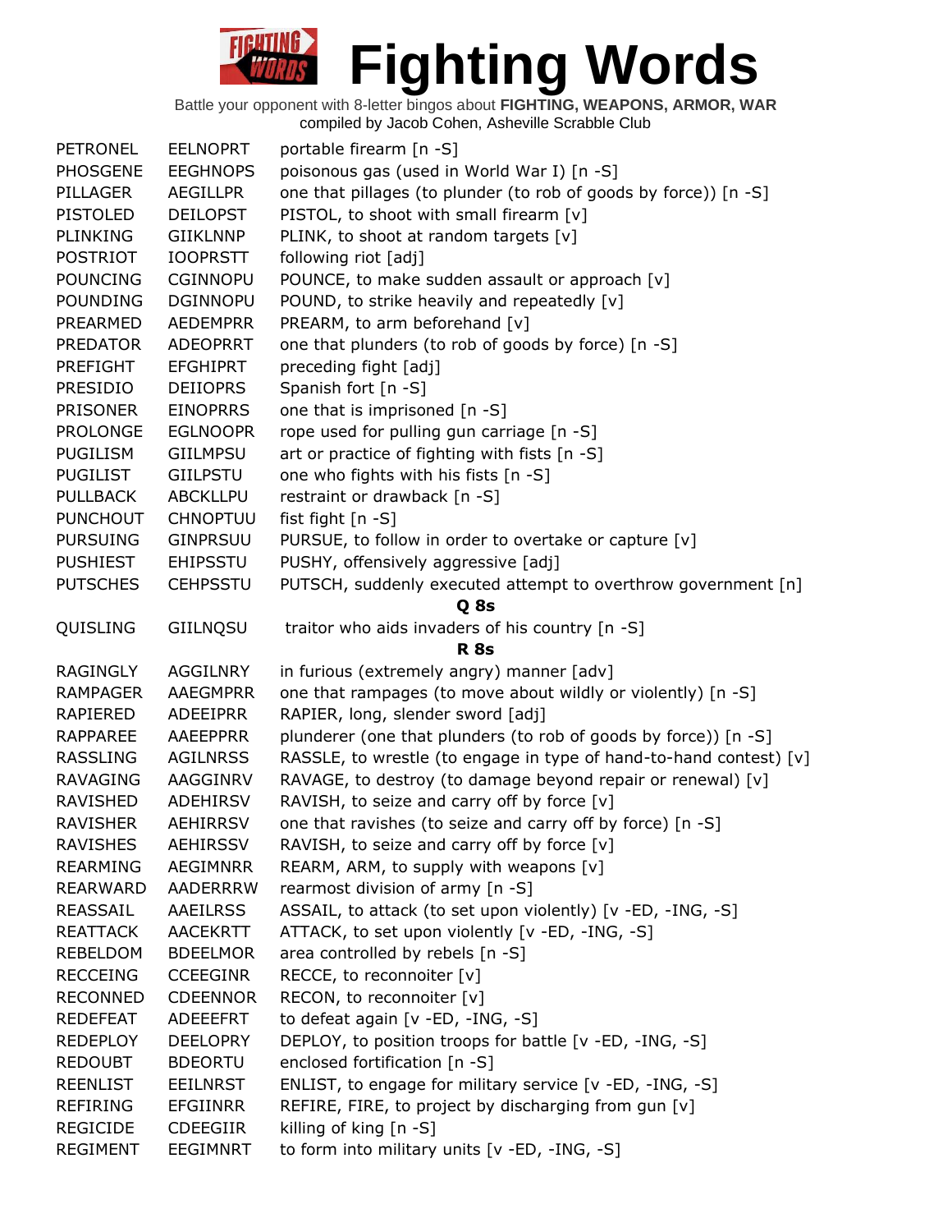# Fighting Words

Battle your opponent with 8-letter bingos about **FIGHTING, WEAPONS, ARMOR, WAR**
compiled by Jacob Cohen, Asheville Scrabble Club

| | | |
|---|---|---|
| PETRONEL | EELNOPRT | portable firearm [n -S] |
| PHOSGENE | EEGHNOPS | poisonous gas (used in World War I) [n -S] |
| PILLAGER | AEGILLPR | one that pillages (to plunder (to rob of goods by force)) [n -S] |
| PISTOLED | DEILOPST | PISTOL, to shoot with small firearm [v] |
| PLINKING | GIIKLNNP | PLINK, to shoot at random targets [v] |
| POSTRIOT | IOOPRSTT | following riot [adj] |
| POUNCING | CGINNOPU | POUNCE, to make sudden assault or approach [v] |
| POUNDING | DGINNOPU | POUND, to strike heavily and repeatedly [v] |
| PREARMED | AEDEMPRR | PREARM, to arm beforehand [v] |
| PREDATOR | ADEOPRRT | one that plunders (to rob of goods by force) [n -S] |
| PREFIGHT | EFGHIPRT | preceding fight [adj] |
| PRESIDIO | DEIIOPRS | Spanish fort [n -S] |
| PRISONER | EINOPRRS | one that is imprisoned [n -S] |
| PROLONGE | EGLNOOPR | rope used for pulling gun carriage [n -S] |
| PUGILISM | GIILMPSU | art or practice of fighting with fists [n -S] |
| PUGILIST | GIILPSTU | one who fights with his fists [n -S] |
| PULLBACK | ABCKLLPU | restraint or drawback [n -S] |
| PUNCHOUT | CHNOPTUU | fist fight [n -S] |
| PURSUING | GINPRSUU | PURSUE, to follow in order to overtake or capture [v] |
| PUSHIEST | EHIPSSTU | PUSHY, offensively aggressive [adj] |
| PUTSCHES | CEHPSSTU | PUTSCH, suddenly executed attempt to overthrow government [n] |
| | | **Q 8s** |
| QUISLING | GIILNQSU | traitor who aids invaders of his country [n -S] |
| | | **R 8s** |
| RAGINGLY | AGGILNRY | in furious (extremely angry) manner [adv] |
| RAMPAGER | AAEGMPRR | one that rampages (to move about wildly or violently) [n -S] |
| RAPIERED | ADEEIPRR | RAPIER, long, slender sword [adj] |
| RAPPAREE | AAEEPPRR | plunderer (one that plunders (to rob of goods by force)) [n -S] |
| RASSLING | AGILNRSS | RASSLE, to wrestle (to engage in type of hand-to-hand contest) [v] |
| RAVAGING | AAGGINRV | RAVAGE, to destroy (to damage beyond repair or renewal) [v] |
| RAVISHED | ADEHIRSV | RAVISH, to seize and carry off by force [v] |
| RAVISHER | AEHIRRSV | one that ravishes (to seize and carry off by force) [n -S] |
| RAVISHES | AEHIRSSV | RAVISH, to seize and carry off by force [v] |
| REARMING | AEGIMNRR | REARM, ARM, to supply with weapons [v] |
| REARWARD | AADERRRW | rearmost division of army [n -S] |
| REASSAIL | AAEILRSS | ASSAIL, to attack (to set upon violently) [v -ED, -ING, -S] |
| REATTACK | AACEKRTT | ATTACK, to set upon violently [v -ED, -ING, -S] |
| REBELDOM | BDEELMOR | area controlled by rebels [n -S] |
| RECCEING | CCEEGINR | RECCE, to reconnoiter [v] |
| RECONNED | CDEENNOR | RECON, to reconnoiter [v] |
| REDEFEAT | ADEEEFRT | to defeat again [v -ED, -ING, -S] |
| REDEPLOY | DEELOPRY | DEPLOY, to position troops for battle [v -ED, -ING, -S] |
| REDOUBT | BDEORTU | enclosed fortification [n -S] |
| REENLIST | EEILNRST | ENLIST, to engage for military service [v -ED, -ING, -S] |
| REFIRING | EFGIINRR | REFIRE, FIRE, to project by discharging from gun [v] |
| REGICIDE | CDEEGIIR | killing of king [n -S] |
| REGIMENT | EEGIMNRT | to form into military units [v -ED, -ING, -S] |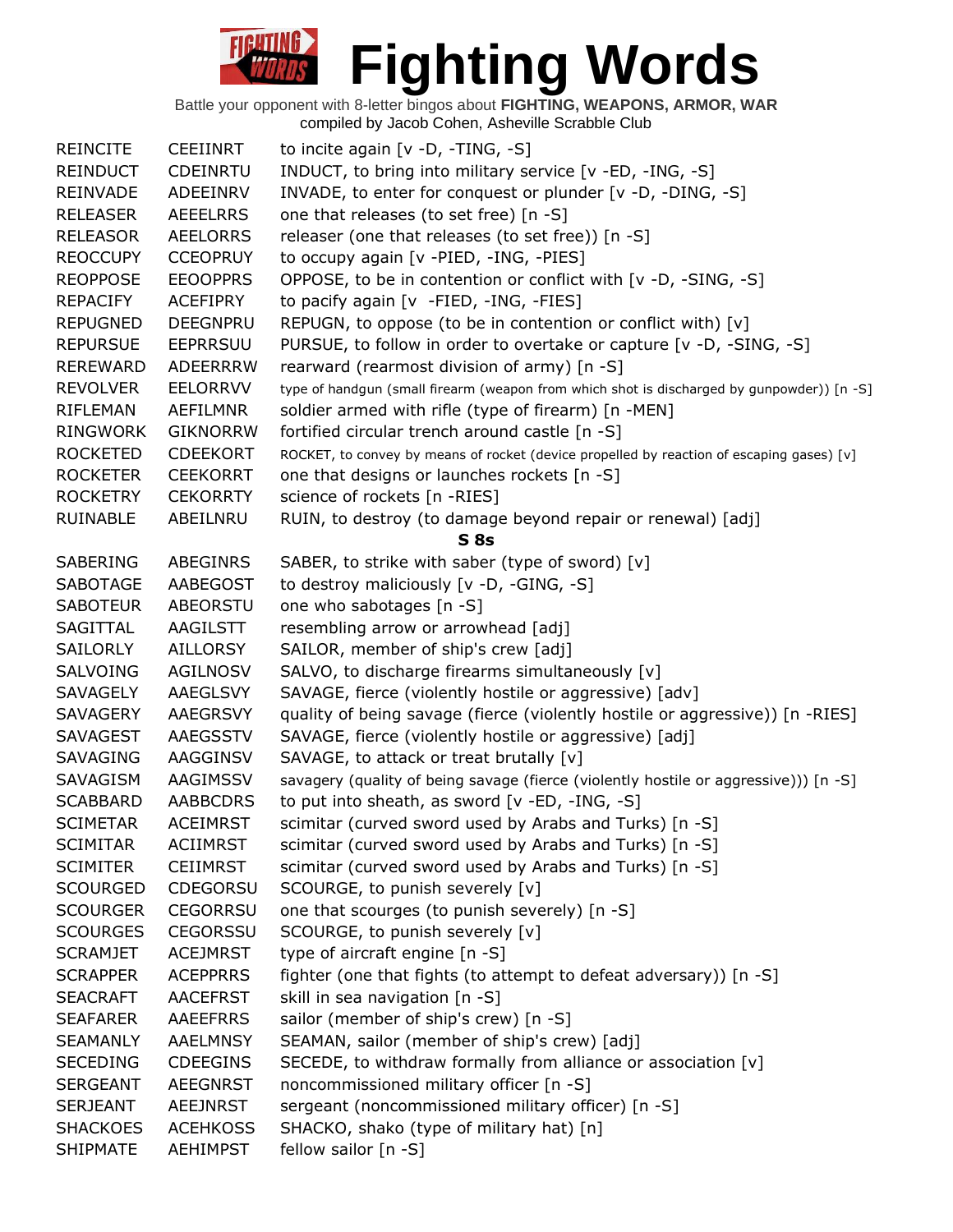# Fighting Words

Battle your opponent with 8-letter bingos about **FIGHTING, WEAPONS, ARMOR, WAR**
compiled by Jacob Cohen, Asheville Scrabble Club

| | | |
|---|---|---|
| REINCITE | CEEIINRT | to incite again [v -D, -TING, -S] |
| REINDUCT | CDEINRTU | INDUCT, to bring into military service [v -ED, -ING, -S] |
| REINVADE | ADEEINRV | INVADE, to enter for conquest or plunder [v -D, -DING, -S] |
| RELEASER | AEEELRRS | one that releases (to set free) [n -S] |
| RELEASOR | AEELORRS | releaser (one that releases (to set free)) [n -S] |
| REOCCUPY | CCEOPRUY | to occupy again [v -PIED, -ING, -PIES] |
| REOPPOSE | EEOOPPRS | OPPOSE, to be in contention or conflict with [v -D, -SING, -S] |
| REPACIFY | ACEFIPRY | to pacify again [v -FIED, -ING, -FIES] |
| REPUGNED | DEEGNPRU | REPUGN, to oppose (to be in contention or conflict with) [v] |
| REPURSUE | EEPRRSUU | PURSUE, to follow in order to overtake or capture [v -D, -SING, -S] |
| REREWARD | ADEERRRW | rearward (rearmost division of army) [n -S] |
| REVOLVER | EELORRVV | type of handgun (small firearm (weapon from which shot is discharged by gunpowder)) [n -S] |
| RIFLEMAN | AEFILMNR | soldier armed with rifle (type of firearm) [n -MEN] |
| RINGWORK | GIKNORRW | fortified circular trench around castle [n -S] |
| ROCKETED | CDEEKORT | ROCKET, to convey by means of rocket (device propelled by reaction of escaping gases) [v] |
| ROCKETER | CEEKORRT | one that designs or launches rockets [n -S] |
| ROCKETRY | CEKORRTY | science of rockets [n -RIES] |
| RUINABLE | ABEILNRU | RUIN, to destroy (to damage beyond repair or renewal) [adj] |

## S 8s

| | | |
|---|---|---|
| SABERING | ABEGINRS | SABER, to strike with saber (type of sword) [v] |
| SABOTAGE | AABEGOST | to destroy maliciously [v -D, -GING, -S] |
| SABOTEUR | ABEORSTU | one who sabotages [n -S] |
| SAGITTAL | AAGILSTT | resembling arrow or arrowhead [adj] |
| SAILORLY | AILLORSY | SAILOR, member of ship's crew [adj] |
| SALVOING | AGILNOSV | SALVO, to discharge firearms simultaneously [v] |
| SAVAGELY | AAEGLSVY | SAVAGE, fierce (violently hostile or aggressive) [adv] |
| SAVAGERY | AAEGRSVY | quality of being savage (fierce (violently hostile or aggressive)) [n -RIES] |
| SAVAGEST | AAEGSSTV | SAVAGE, fierce (violently hostile or aggressive) [adj] |
| SAVAGING | AAGGINSV | SAVAGE, to attack or treat brutally [v] |
| SAVAGISM | AAGIMSSV | savagery (quality of being savage (fierce (violently hostile or aggressive))) [n -S] |
| SCABBARD | AABBCDRS | to put into sheath, as sword [v -ED, -ING, -S] |
| SCIMETAR | ACEIMRST | scimitar (curved sword used by Arabs and Turks) [n -S] |
| SCIMITAR | ACIIMRST | scimitar (curved sword used by Arabs and Turks) [n -S] |
| SCIMITER | CEIIMRST | scimitar (curved sword used by Arabs and Turks) [n -S] |
| SCOURGED | CDEGORSU | SCOURGE, to punish severely [v] |
| SCOURGER | CEGORRSU | one that scourges (to punish severely) [n -S] |
| SCOURGES | CEGORSSU | SCOURGE, to punish severely [v] |
| SCRAMJET | ACEJMRST | type of aircraft engine [n -S] |
| SCRAPPER | ACEPPRRS | fighter (one that fights (to attempt to defeat adversary)) [n -S] |
| SEACRAFT | AACEFRST | skill in sea navigation [n -S] |
| SEAFARER | AAEEFRRS | sailor (member of ship's crew) [n -S] |
| SEAMANLY | AAELMNSY | SEAMAN, sailor (member of ship's crew) [adj] |
| SECEDING | CDEEGINS | SECEDE, to withdraw formally from alliance or association [v] |
| SERGEANT | AEEGNRST | noncommissioned military officer [n -S] |
| SERJEANT | AEEJNRST | sergeant (noncommissioned military officer) [n -S] |
| SHACKOES | ACEHKOSS | SHACKO, shako (type of military hat) [n] |
| SHIPMATE | AEHIMPST | fellow sailor [n -S] |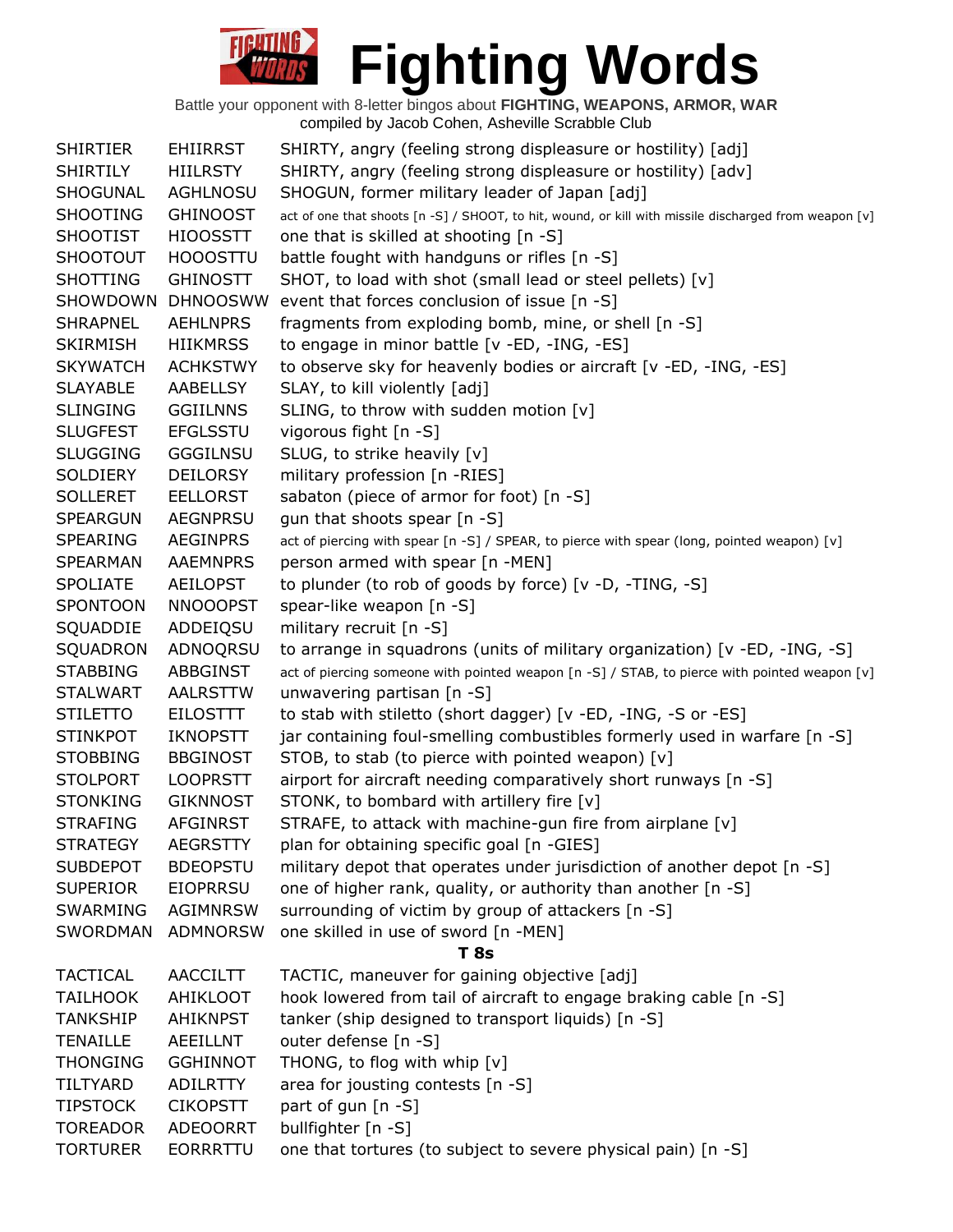# Fighting Words

Battle your opponent with 8-letter bingos about **FIGHTING, WEAPONS, ARMOR, WAR**
compiled by Jacob Cohen, Asheville Scrabble Club

| | | |
|---|---|---|
| SHIRTIER | EHIIRRST | SHIRTY, angry (feeling strong displeasure or hostility) [adj] |
| SHIRTILY | HIILRSTY | SHIRTY, angry (feeling strong displeasure or hostility) [adv] |
| SHOGUNAL | AGHLNOSU | SHOGUN, former military leader of Japan [adj] |
| SHOOTING | GHINOOST | act of one that shoots [n -S] / SHOOT, to hit, wound, or kill with missile discharged from weapon [v] |
| SHOOTIST | HIOOSSTT | one that is skilled at shooting [n -S] |
| SHOOTOUT | HOOOSTTU | battle fought with handguns or rifles [n -S] |
| SHOTTING | GHINOSTT | SHOT, to load with shot (small lead or steel pellets) [v] |
| SHOWDOWN | DHNOOSWW | event that forces conclusion of issue [n -S] |
| SHRAPNEL | AEHLNPRS | fragments from exploding bomb, mine, or shell [n -S] |
| SKIRMISH | HIIKMRSS | to engage in minor battle [v -ED, -ING, -ES] |
| SKYWATCH | ACHKSTWY | to observe sky for heavenly bodies or aircraft [v -ED, -ING, -ES] |
| SLAYABLE | AABELLSY | SLAY, to kill violently [adj] |
| SLINGING | GGIILNNS | SLING, to throw with sudden motion [v] |
| SLUGFEST | EFGLSSTU | vigorous fight [n -S] |
| SLUGGING | GGGILNSU | SLUG, to strike heavily [v] |
| SOLDIERY | DEILORSY | military profession [n -RIES] |
| SOLLERET | EELLORST | sabaton (piece of armor for foot) [n -S] |
| SPEARGUN | AEGNPRSU | gun that shoots spear [n -S] |
| SPEARING | AEGINPRS | act of piercing with spear [n -S] / SPEAR, to pierce with spear (long, pointed weapon) [v] |
| SPEARMAN | AAEMNPRS | person armed with spear [n -MEN] |
| SPOLIATE | AEILOPST | to plunder (to rob of goods by force) [v -D, -TING, -S] |
| SPONTOON | NNOOOPST | spear-like weapon [n -S] |
| SQUADDIE | ADDEIQSU | military recruit [n -S] |
| SQUADRON | ADNOQRSU | to arrange in squadrons (units of military organization) [v -ED, -ING, -S] |
| STABBING | ABBGINST | act of piercing someone with pointed weapon [n -S] / STAB, to pierce with pointed weapon [v] |
| STALWART | AALRSTTW | unwavering partisan [n -S] |
| STILETTO | EILOSTTT | to stab with stiletto (short dagger) [v -ED, -ING, -S or -ES] |
| STINKPOT | IKNOPSTT | jar containing foul-smelling combustibles formerly used in warfare [n -S] |
| STOBBING | BBGINOST | STOB, to stab (to pierce with pointed weapon) [v] |
| STOLPORT | LOOPRSTT | airport for aircraft needing comparatively short runways [n -S] |
| STONKING | GIKNNOST | STONK, to bombard with artillery fire [v] |
| STRAFING | AFGINRST | STRAFE, to attack with machine-gun fire from airplane [v] |
| STRATEGY | AEGRSTTY | plan for obtaining specific goal [n -GIES] |
| SUBDEPOT | BDEOPSTU | military depot that operates under jurisdiction of another depot [n -S] |
| SUPERIOR | EIOPRRSU | one of higher rank, quality, or authority than another [n -S] |
| SWARMING | AGIMNRSW | surrounding of victim by group of attackers [n -S] |
| SWORDMAN | ADMNORSW | one skilled in use of sword [n -MEN] |

**T 8s**

| | | |
|---|---|---|
| TACTICAL | AACCILTT | TACTIC, maneuver for gaining objective [adj] |
| TAILHOOK | AHIKLOOT | hook lowered from tail of aircraft to engage braking cable [n -S] |
| TANKSHIP | AHIKNPST | tanker (ship designed to transport liquids) [n -S] |
| TENAILLE | AEEILLNT | outer defense [n -S] |
| THONGING | GGHINNOT | THONG, to flog with whip [v] |
| TILTYARD | ADILRTTY | area for jousting contests [n -S] |
| TIPSTOCK | CIKOPSTT | part of gun [n -S] |
| TOREADOR | ADEOORRT | bullfighter [n -S] |
| TORTURER | EORRRTTU | one that tortures (to subject to severe physical pain) [n -S] |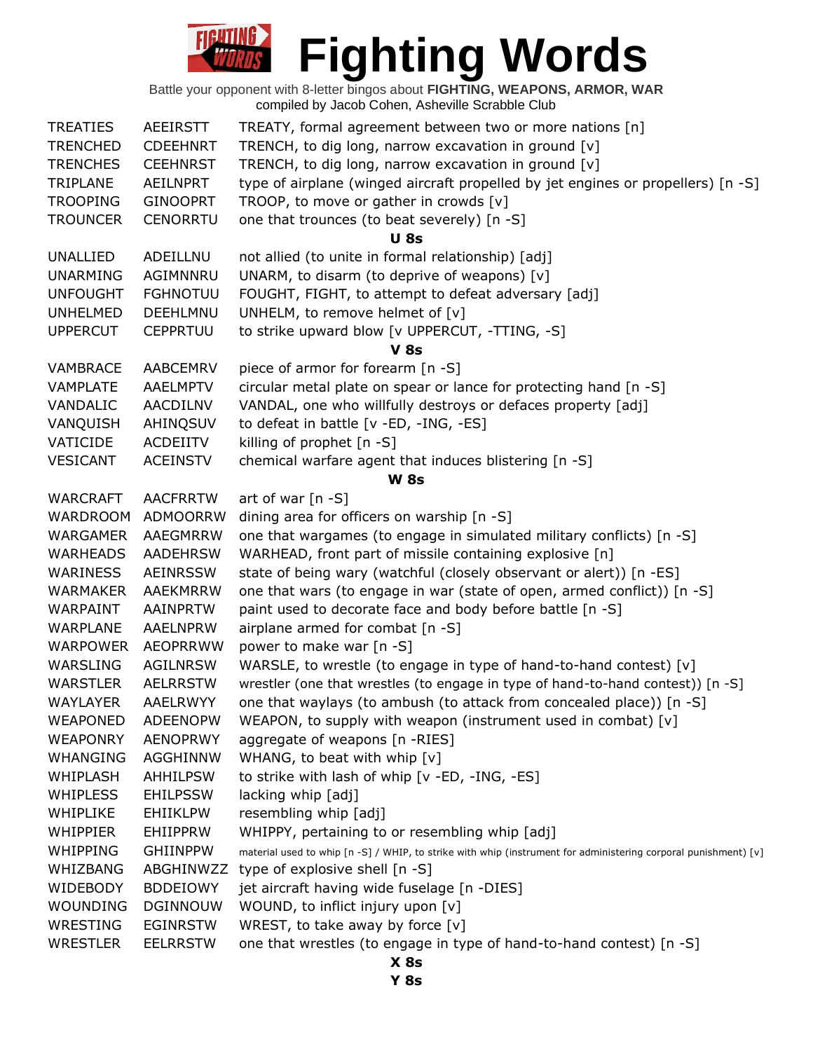# Fighting Words

Battle your opponent with 8-letter bingos about **FIGHTING, WEAPONS, ARMOR, WAR**
compiled by Jacob Cohen, Asheville Scrabble Club

| | | |
|---|---|---|
| TREATIES | AEEIRSTT | TREATY, formal agreement between two or more nations [n] |
| TRENCHED | CDEEHNRT | TRENCH, to dig long, narrow excavation in ground [v] |
| TRENCHES | CEEHNRST | TRENCH, to dig long, narrow excavation in ground [v] |
| TRIPLANE | AEILNPRT | type of airplane (winged aircraft propelled by jet engines or propellers) [n -S] |
| TROOPING | GINOOPRT | TROOP, to move or gather in crowds [v] |
| TROUNCER | CENORRTU | one that trounces (to beat severely) [n -S] |

**U 8s**

| | | |
|---|---|---|
| UNALLIED | ADEILLNU | not allied (to unite in formal relationship) [adj] |
| UNARMING | AGIMNNRU | UNARM, to disarm (to deprive of weapons) [v] |
| UNFOUGHT | FGHNOTUU | FOUGHT, FIGHT, to attempt to defeat adversary [adj] |
| UNHELMED | DEEHLMNU | UNHELM, to remove helmet of [v] |
| UPPERCUT | CEPPRTUU | to strike upward blow [v UPPERCUT, -TTING, -S] |

**V 8s**

| | | |
|---|---|---|
| VAMBRACE | AABCEMRV | piece of armor for forearm [n -S] |
| VAMPLATE | AAELMPTV | circular metal plate on spear or lance for protecting hand [n -S] |
| VANDALIC | AACDILNV | VANDAL, one who willfully destroys or defaces property [adj] |
| VANQUISH | AHINQSUV | to defeat in battle [v -ED, -ING, -ES] |
| VATICIDE | ACDEIITV | killing of prophet [n -S] |
| VESICANT | ACEINSTV | chemical warfare agent that induces blistering [n -S] |

**W 8s**

| | | |
|---|---|---|
| WARCRAFT | AACFRRTW | art of war [n -S] |
| WARDROOM | ADMOORRW | dining area for officers on warship [n -S] |
| WARGAMER | AAEGMRRW | one that wargames (to engage in simulated military conflicts) [n -S] |
| WARHEADS | AADEHRSW | WARHEAD, front part of missile containing explosive [n] |
| WARINESS | AEINRSSW | state of being wary (watchful (closely observant or alert)) [n -ES] |
| WARMAKER | AAEKMRRW | one that wars (to engage in war (state of open, armed conflict)) [n -S] |
| WARPAINT | AAINPRTW | paint used to decorate face and body before battle [n -S] |
| WARPLANE | AAELNPRW | airplane armed for combat [n -S] |
| WARPOWER | AEOPRRWW | power to make war [n -S] |
| WARSLING | AGILNRSW | WARSLE, to wrestle (to engage in type of hand-to-hand contest) [v] |
| WARSTLER | AELRRSTW | wrestler (one that wrestles (to engage in type of hand-to-hand contest)) [n -S] |
| WAYLAYER | AAELRWYY | one that waylays (to ambush (to attack from concealed place)) [n -S] |
| WEAPONED | ADEENOPW | WEAPON, to supply with weapon (instrument used in combat) [v] |
| WEAPONRY | AENOPRWY | aggregate of weapons [n -RIES] |
| WHANGING | AGGHINNW | WHANG, to beat with whip [v] |
| WHIPLASH | AHHILPSW | to strike with lash of whip [v -ED, -ING, -ES] |
| WHIPLESS | EHILPSSW | lacking whip [adj] |
| WHIPLIKE | EHIIKLPW | resembling whip [adj] |
| WHIPPIER | EHIIPPRW | WHIPPY, pertaining to or resembling whip [adj] |
| WHIPPING | GHIINPPW | material used to whip [n -S] / WHIP, to strike with whip (instrument for administering corporal punishment) [v] |
| WHIZBANG | ABGHINWZZ | type of explosive shell [n -S] |
| WIDEBODY | BDDEIOWY | jet aircraft having wide fuselage [n -DIES] |
| WOUNDING | DGINNOUW | WOUND, to inflict injury upon [v] |
| WRESTING | EGINRSTW | WREST, to take away by force [v] |
| WRESTLER | EELRRSTW | one that wrestles (to engage in type of hand-to-hand contest) [n -S] |

**X 8s**

**Y 8s**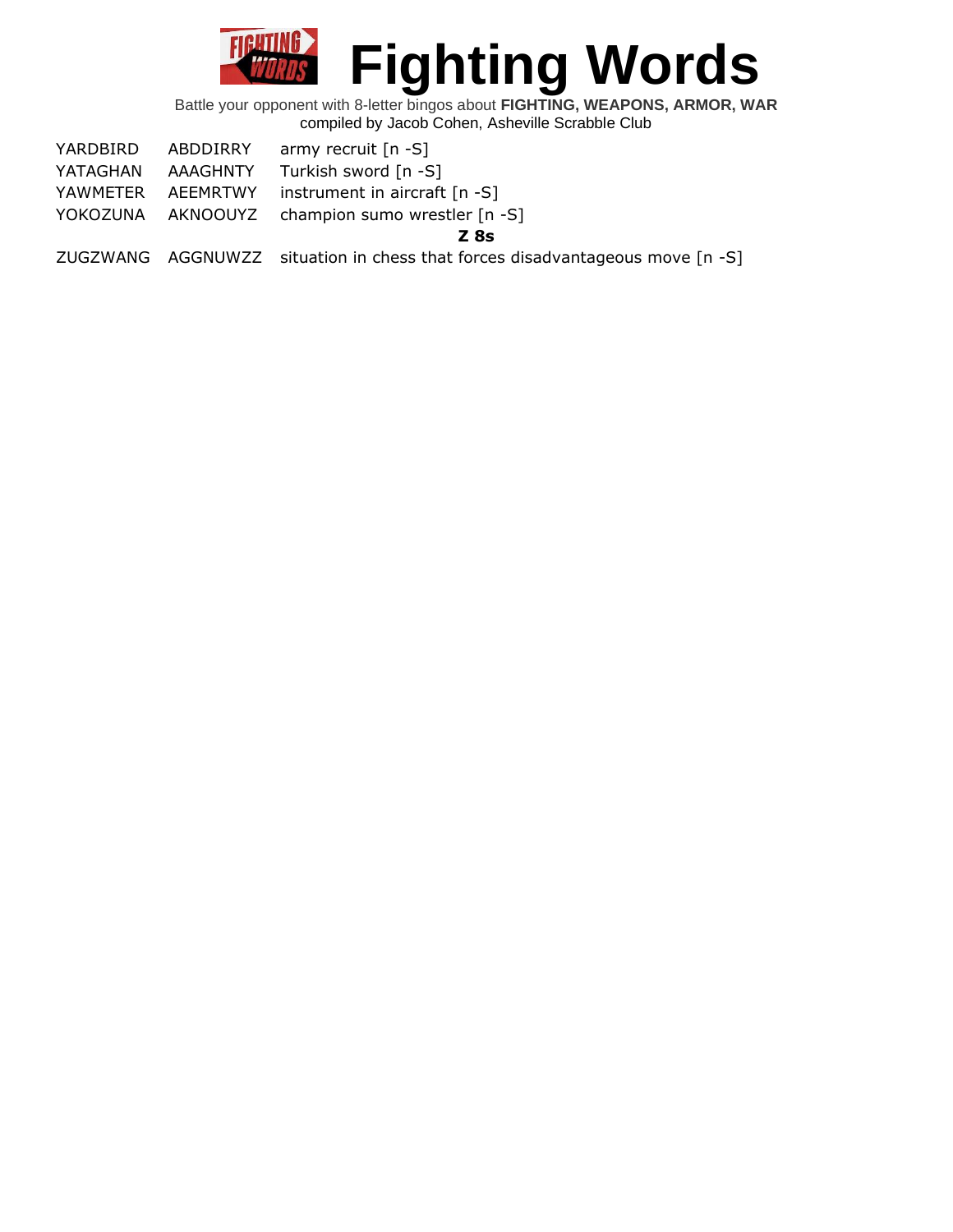# Fighting Words

Battle your opponent with 8-letter bingos about **FIGHTING, WEAPONS, ARMOR, WAR**
compiled by Jacob Cohen, Asheville Scrabble Club

| | | |
|---|---|---|
| YARDBIRD | ABDDIRRY | army recruit [n -S] |
| YATAGHAN | AAAGHNTY | Turkish sword [n -S] |
| YAWMETER | AEEMRTWY | instrument in aircraft [n -S] |
| YOKOZUNA | AKNOOUYZ | champion sumo wrestler [n -S] |
| | **Z 8s** | |
| ZUGZWANG | AGGNUWZZ | situation in chess that forces disadvantageous move [n -S] |